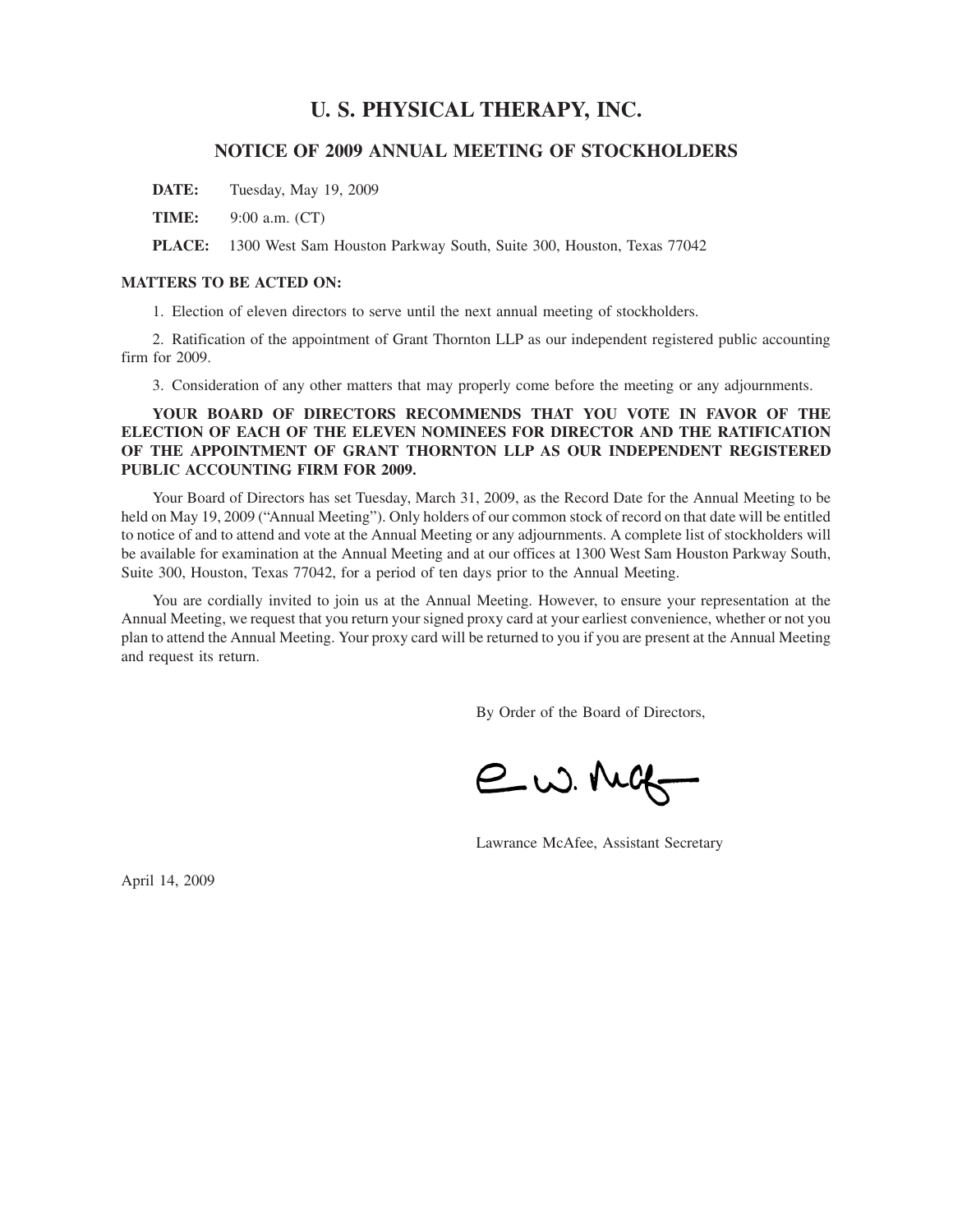# U. S. PHYSICAL THERAPY, INC.

## NOTICE OF 2009 ANNUAL MEETING OF STOCKHOLDERS

**DATE:** Tuesday, May 19, 2009

**TIME:** 9:00 a.m. (CT)

**PLACE:** 1300 West Sam Houston Parkway South, Suite 300, Houston, Texas 77042

**MATTERS TO BE ACTED ON:**

1. Election of eleven directors to serve until the next annual meeting of stockholders.

2. Ratification of the appointment of Grant Thornton LLP as our independent registered public accounting firm for 2009.

3. Consideration of any other matters that may properly come before the meeting or any adjournments.

**YOUR BOARD OF DIRECTORS RECOMMENDS THAT YOU VOTE IN FAVOR OF THE ELECTION OF EACH OF THE ELEVEN NOMINEES FOR DIRECTOR AND THE RATIFICATION OF THE APPOINTMENT OF GRANT THORNTON LLP AS OUR INDEPENDENT REGISTERED PUBLIC ACCOUNTING FIRM FOR 2009.**

Your Board of Directors has set Tuesday, March 31, 2009, as the Record Date for the Annual Meeting to be held on May 19, 2009 ("Annual Meeting"). Only holders of our common stock of record on that date will be entitled to notice of and to attend and vote at the Annual Meeting or any adjournments. A complete list of stockholders will be available for examination at the Annual Meeting and at our offices at 1300 West Sam Houston Parkway South, Suite 300, Houston, Texas 77042, for a period of ten days prior to the Annual Meeting.

You are cordially invited to join us at the Annual Meeting. However, to ensure your representation at the Annual Meeting, we request that you return your signed proxy card at your earliest convenience, whether or not you plan to attend the Annual Meeting. Your proxy card will be returned to you if you are present at the Annual Meeting and request its return.

By Order of the Board of Directors,

Lawrance McAfee, Assistant Secretary

April 14, 2009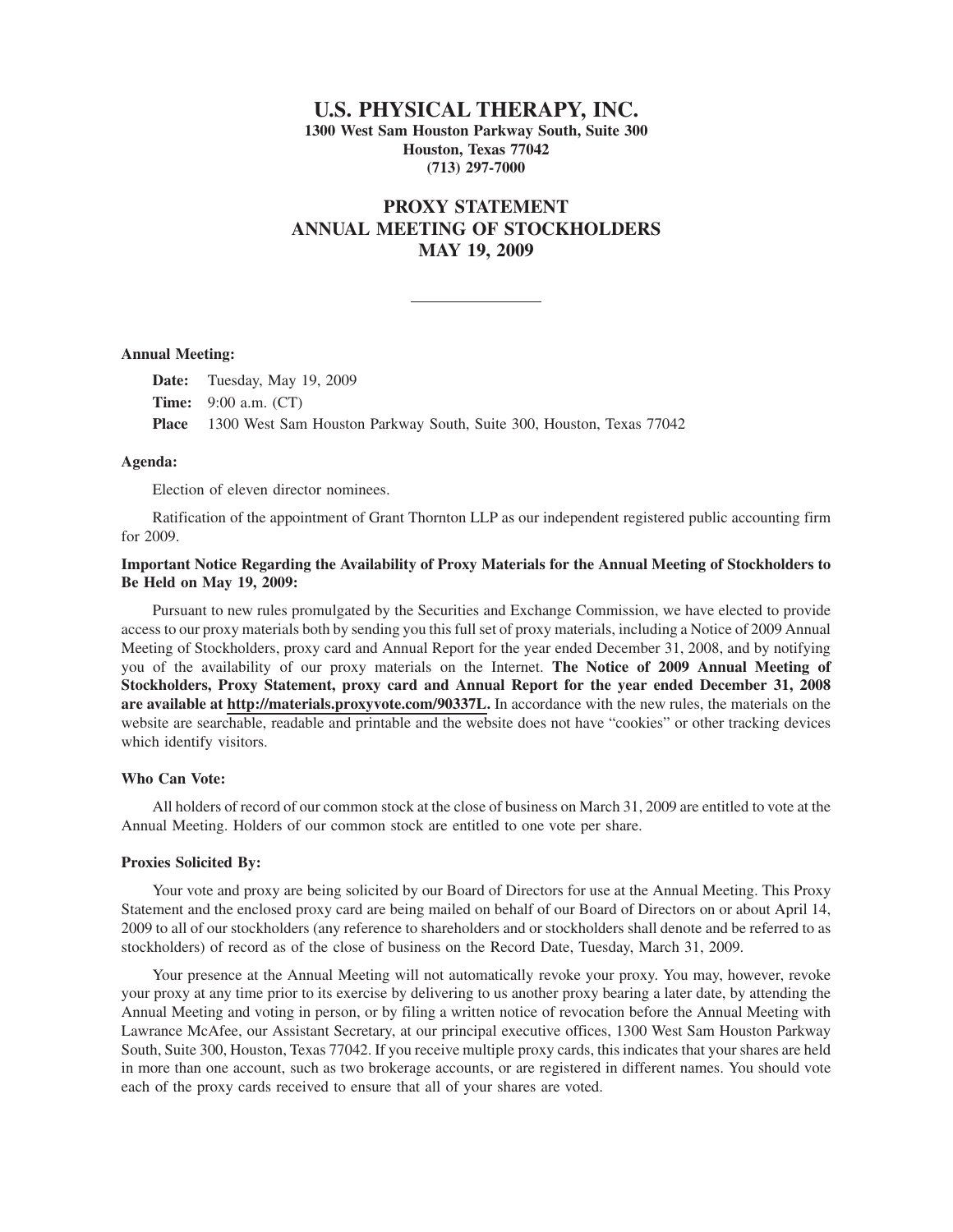# U.S. PHYSICAL THERAPY, INC.

**1300 West Sam Houston Parkway South, Suite 300**
**Houston, Texas 77042**
**(713) 297-7000**

## PROXY STATEMENT
## ANNUAL MEETING OF STOCKHOLDERS
## MAY 19, 2009

---

**Annual Meeting:**

**Date:** Tuesday, May 19, 2009

**Time:** 9:00 a.m. (CT)

**Place** 1300 West Sam Houston Parkway South, Suite 300, Houston, Texas 77042

**Agenda:**

Election of eleven director nominees.

Ratification of the appointment of Grant Thornton LLP as our independent registered public accounting firm for 2009.

**Important Notice Regarding the Availability of Proxy Materials for the Annual Meeting of Stockholders to Be Held on May 19, 2009:**

Pursuant to new rules promulgated by the Securities and Exchange Commission, we have elected to provide access to our proxy materials both by sending you this full set of proxy materials, including a Notice of 2009 Annual Meeting of Stockholders, proxy card and Annual Report for the year ended December 31, 2008, and by notifying you of the availability of our proxy materials on the Internet. **The Notice of 2009 Annual Meeting of Stockholders, Proxy Statement, proxy card and Annual Report for the year ended December 31, 2008 are available at http://materials.proxyvote.com/90337L.** In accordance with the new rules, the materials on the website are searchable, readable and printable and the website does not have "cookies" or other tracking devices which identify visitors.

**Who Can Vote:**

All holders of record of our common stock at the close of business on March 31, 2009 are entitled to vote at the Annual Meeting. Holders of our common stock are entitled to one vote per share.

**Proxies Solicited By:**

Your vote and proxy are being solicited by our Board of Directors for use at the Annual Meeting. This Proxy Statement and the enclosed proxy card are being mailed on behalf of our Board of Directors on or about April 14, 2009 to all of our stockholders (any reference to shareholders and or stockholders shall denote and be referred to as stockholders) of record as of the close of business on the Record Date, Tuesday, March 31, 2009.

Your presence at the Annual Meeting will not automatically revoke your proxy. You may, however, revoke your proxy at any time prior to its exercise by delivering to us another proxy bearing a later date, by attending the Annual Meeting and voting in person, or by filing a written notice of revocation before the Annual Meeting with Lawrance McAfee, our Assistant Secretary, at our principal executive offices, 1300 West Sam Houston Parkway South, Suite 300, Houston, Texas 77042. If you receive multiple proxy cards, this indicates that your shares are held in more than one account, such as two brokerage accounts, or are registered in different names. You should vote each of the proxy cards received to ensure that all of your shares are voted.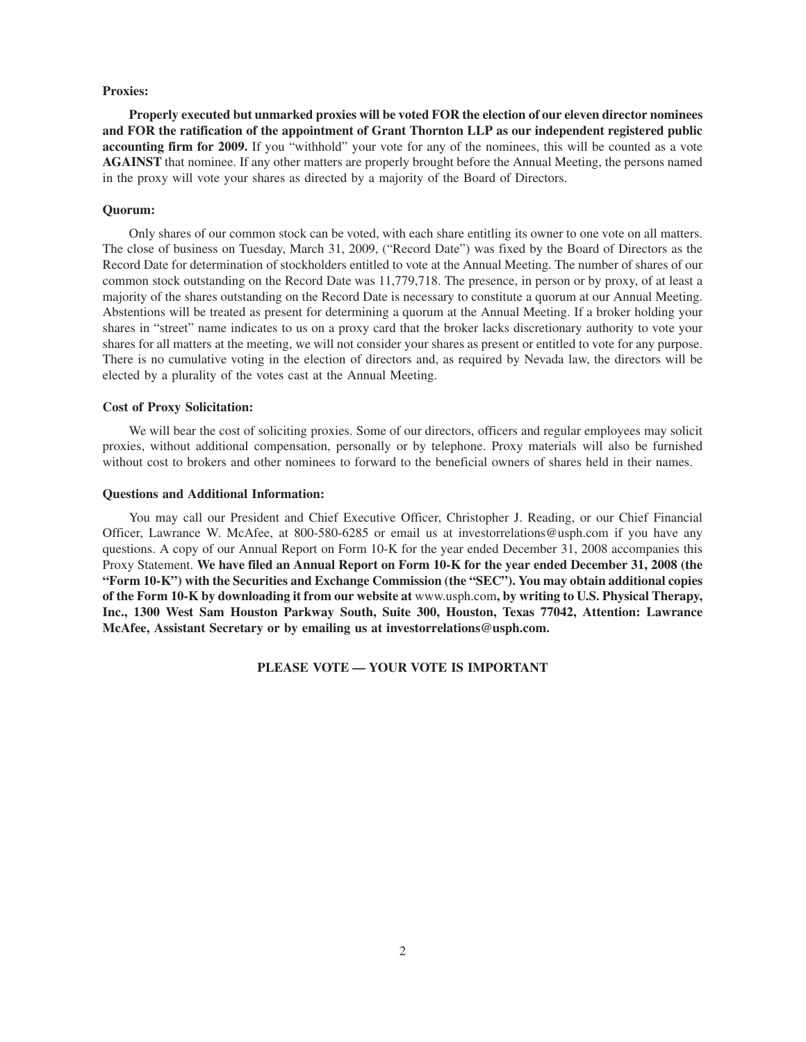**Proxies:**

**Properly executed but unmarked proxies will be voted FOR the election of our eleven director nominees and FOR the ratification of the appointment of Grant Thornton LLP as our independent registered public accounting firm for 2009.** If you "withhold" your vote for any of the nominees, this will be counted as a vote **AGAINST** that nominee. If any other matters are properly brought before the Annual Meeting, the persons named in the proxy will vote your shares as directed by a majority of the Board of Directors.

**Quorum:**

Only shares of our common stock can be voted, with each share entitling its owner to one vote on all matters. The close of business on Tuesday, March 31, 2009, ("Record Date") was fixed by the Board of Directors as the Record Date for determination of stockholders entitled to vote at the Annual Meeting. The number of shares of our common stock outstanding on the Record Date was 11,779,718. The presence, in person or by proxy, of at least a majority of the shares outstanding on the Record Date is necessary to constitute a quorum at our Annual Meeting. Abstentions will be treated as present for determining a quorum at the Annual Meeting. If a broker holding your shares in "street" name indicates to us on a proxy card that the broker lacks discretionary authority to vote your shares for all matters at the meeting, we will not consider your shares as present or entitled to vote for any purpose. There is no cumulative voting in the election of directors and, as required by Nevada law, the directors will be elected by a plurality of the votes cast at the Annual Meeting.

**Cost of Proxy Solicitation:**

We will bear the cost of soliciting proxies. Some of our directors, officers and regular employees may solicit proxies, without additional compensation, personally or by telephone. Proxy materials will also be furnished without cost to brokers and other nominees to forward to the beneficial owners of shares held in their names.

**Questions and Additional Information:**

You may call our President and Chief Executive Officer, Christopher J. Reading, or our Chief Financial Officer, Lawrance W. McAfee, at 800-580-6285 or email us at investorrelations@usph.com if you have any questions. A copy of our Annual Report on Form 10-K for the year ended December 31, 2008 accompanies this Proxy Statement. **We have filed an Annual Report on Form 10-K for the year ended December 31, 2008 (the "Form 10-K") with the Securities and Exchange Commission (the "SEC"). You may obtain additional copies of the Form 10-K by downloading it from our website at** www.usph.com**, by writing to U.S. Physical Therapy, Inc., 1300 West Sam Houston Parkway South, Suite 300, Houston, Texas 77042, Attention: Lawrance McAfee, Assistant Secretary or by emailing us at investorrelations@usph.com.**

**PLEASE VOTE — YOUR VOTE IS IMPORTANT**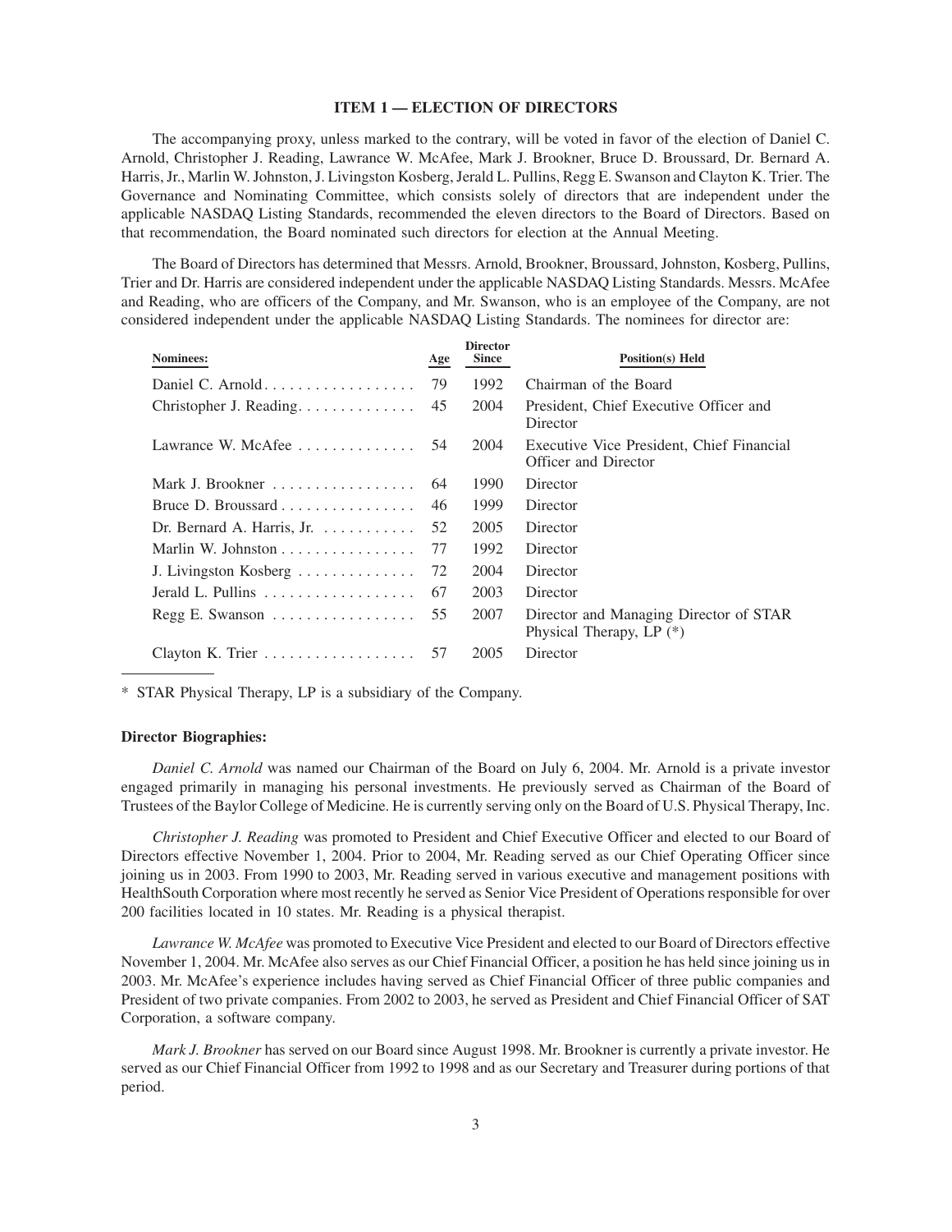## ITEM 1 — ELECTION OF DIRECTORS

The accompanying proxy, unless marked to the contrary, will be voted in favor of the election of Daniel C. Arnold, Christopher J. Reading, Lawrance W. McAfee, Mark J. Brookner, Bruce D. Broussard, Dr. Bernard A. Harris, Jr., Marlin W. Johnston, J. Livingston Kosberg, Jerald L. Pullins, Regg E. Swanson and Clayton K. Trier. The Governance and Nominating Committee, which consists solely of directors that are independent under the applicable NASDAQ Listing Standards, recommended the eleven directors to the Board of Directors. Based on that recommendation, the Board nominated such directors for election at the Annual Meeting.

The Board of Directors has determined that Messrs. Arnold, Brookner, Broussard, Johnston, Kosberg, Pullins, Trier and Dr. Harris are considered independent under the applicable NASDAQ Listing Standards. Messrs. McAfee and Reading, who are officers of the Company, and Mr. Swanson, who is an employee of the Company, are not considered independent under the applicable NASDAQ Listing Standards. The nominees for director are:

| Nominees: | Age | Director Since | Position(s) Held |
|---|---|---|---|
| Daniel C. Arnold | 79 | 1992 | Chairman of the Board |
| Christopher J. Reading | 45 | 2004 | President, Chief Executive Officer and Director |
| Lawrance W. McAfee | 54 | 2004 | Executive Vice President, Chief Financial Officer and Director |
| Mark J. Brookner | 64 | 1990 | Director |
| Bruce D. Broussard | 46 | 1999 | Director |
| Dr. Bernard A. Harris, Jr. | 52 | 2005 | Director |
| Marlin W. Johnston | 77 | 1992 | Director |
| J. Livingston Kosberg | 72 | 2004 | Director |
| Jerald L. Pullins | 67 | 2003 | Director |
| Regg E. Swanson | 55 | 2007 | Director and Managing Director of STAR Physical Therapy, LP (*) |
| Clayton K. Trier | 57 | 2005 | Director |

\* STAR Physical Therapy, LP is a subsidiary of the Company.

**Director Biographies:**

*Daniel C. Arnold* was named our Chairman of the Board on July 6, 2004. Mr. Arnold is a private investor engaged primarily in managing his personal investments. He previously served as Chairman of the Board of Trustees of the Baylor College of Medicine. He is currently serving only on the Board of U.S. Physical Therapy, Inc.

*Christopher J. Reading* was promoted to President and Chief Executive Officer and elected to our Board of Directors effective November 1, 2004. Prior to 2004, Mr. Reading served as our Chief Operating Officer since joining us in 2003. From 1990 to 2003, Mr. Reading served in various executive and management positions with HealthSouth Corporation where most recently he served as Senior Vice President of Operations responsible for over 200 facilities located in 10 states. Mr. Reading is a physical therapist.

*Lawrance W. McAfee* was promoted to Executive Vice President and elected to our Board of Directors effective November 1, 2004. Mr. McAfee also serves as our Chief Financial Officer, a position he has held since joining us in 2003. Mr. McAfee's experience includes having served as Chief Financial Officer of three public companies and President of two private companies. From 2002 to 2003, he served as President and Chief Financial Officer of SAT Corporation, a software company.

*Mark J. Brookner* has served on our Board since August 1998. Mr. Brookner is currently a private investor. He served as our Chief Financial Officer from 1992 to 1998 and as our Secretary and Treasurer during portions of that period.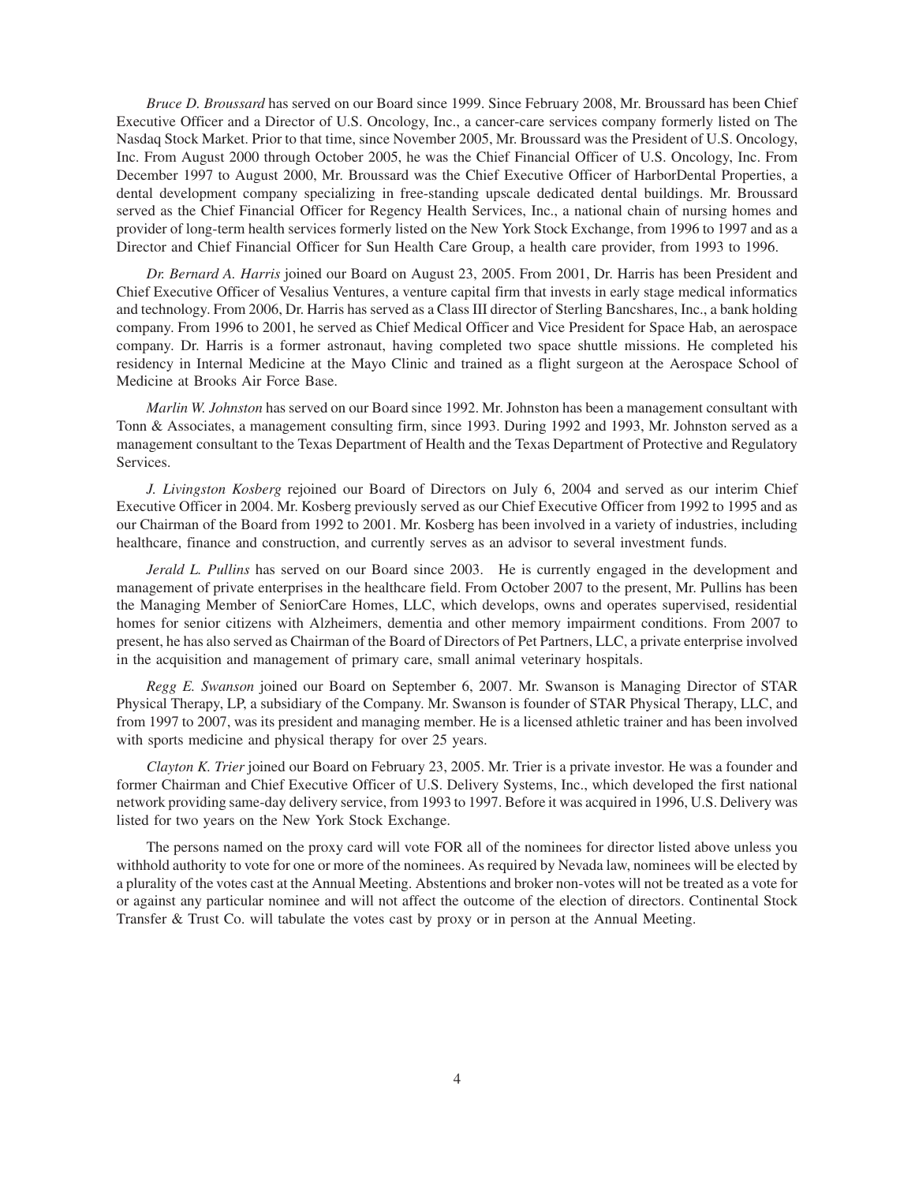*Bruce D. Broussard* has served on our Board since 1999. Since February 2008, Mr. Broussard has been Chief Executive Officer and a Director of U.S. Oncology, Inc., a cancer-care services company formerly listed on The Nasdaq Stock Market. Prior to that time, since November 2005, Mr. Broussard was the President of U.S. Oncology, Inc. From August 2000 through October 2005, he was the Chief Financial Officer of U.S. Oncology, Inc. From December 1997 to August 2000, Mr. Broussard was the Chief Executive Officer of HarborDental Properties, a dental development company specializing in free-standing upscale dedicated dental buildings. Mr. Broussard served as the Chief Financial Officer for Regency Health Services, Inc., a national chain of nursing homes and provider of long-term health services formerly listed on the New York Stock Exchange, from 1996 to 1997 and as a Director and Chief Financial Officer for Sun Health Care Group, a health care provider, from 1993 to 1996.

*Dr. Bernard A. Harris* joined our Board on August 23, 2005. From 2001, Dr. Harris has been President and Chief Executive Officer of Vesalius Ventures, a venture capital firm that invests in early stage medical informatics and technology. From 2006, Dr. Harris has served as a Class III director of Sterling Bancshares, Inc., a bank holding company. From 1996 to 2001, he served as Chief Medical Officer and Vice President for Space Hab, an aerospace company. Dr. Harris is a former astronaut, having completed two space shuttle missions. He completed his residency in Internal Medicine at the Mayo Clinic and trained as a flight surgeon at the Aerospace School of Medicine at Brooks Air Force Base.

*Marlin W. Johnston* has served on our Board since 1992. Mr. Johnston has been a management consultant with Tonn & Associates, a management consulting firm, since 1993. During 1992 and 1993, Mr. Johnston served as a management consultant to the Texas Department of Health and the Texas Department of Protective and Regulatory Services.

*J. Livingston Kosberg* rejoined our Board of Directors on July 6, 2004 and served as our interim Chief Executive Officer in 2004. Mr. Kosberg previously served as our Chief Executive Officer from 1992 to 1995 and as our Chairman of the Board from 1992 to 2001. Mr. Kosberg has been involved in a variety of industries, including healthcare, finance and construction, and currently serves as an advisor to several investment funds.

*Jerald L. Pullins* has served on our Board since 2003. He is currently engaged in the development and management of private enterprises in the healthcare field. From October 2007 to the present, Mr. Pullins has been the Managing Member of SeniorCare Homes, LLC, which develops, owns and operates supervised, residential homes for senior citizens with Alzheimers, dementia and other memory impairment conditions. From 2007 to present, he has also served as Chairman of the Board of Directors of Pet Partners, LLC, a private enterprise involved in the acquisition and management of primary care, small animal veterinary hospitals.

*Regg E. Swanson* joined our Board on September 6, 2007. Mr. Swanson is Managing Director of STAR Physical Therapy, LP, a subsidiary of the Company. Mr. Swanson is founder of STAR Physical Therapy, LLC, and from 1997 to 2007, was its president and managing member. He is a licensed athletic trainer and has been involved with sports medicine and physical therapy for over 25 years.

*Clayton K. Trier* joined our Board on February 23, 2005. Mr. Trier is a private investor. He was a founder and former Chairman and Chief Executive Officer of U.S. Delivery Systems, Inc., which developed the first national network providing same-day delivery service, from 1993 to 1997. Before it was acquired in 1996, U.S. Delivery was listed for two years on the New York Stock Exchange.

The persons named on the proxy card will vote FOR all of the nominees for director listed above unless you withhold authority to vote for one or more of the nominees. As required by Nevada law, nominees will be elected by a plurality of the votes cast at the Annual Meeting. Abstentions and broker non-votes will not be treated as a vote for or against any particular nominee and will not affect the outcome of the election of directors. Continental Stock Transfer & Trust Co. will tabulate the votes cast by proxy or in person at the Annual Meeting.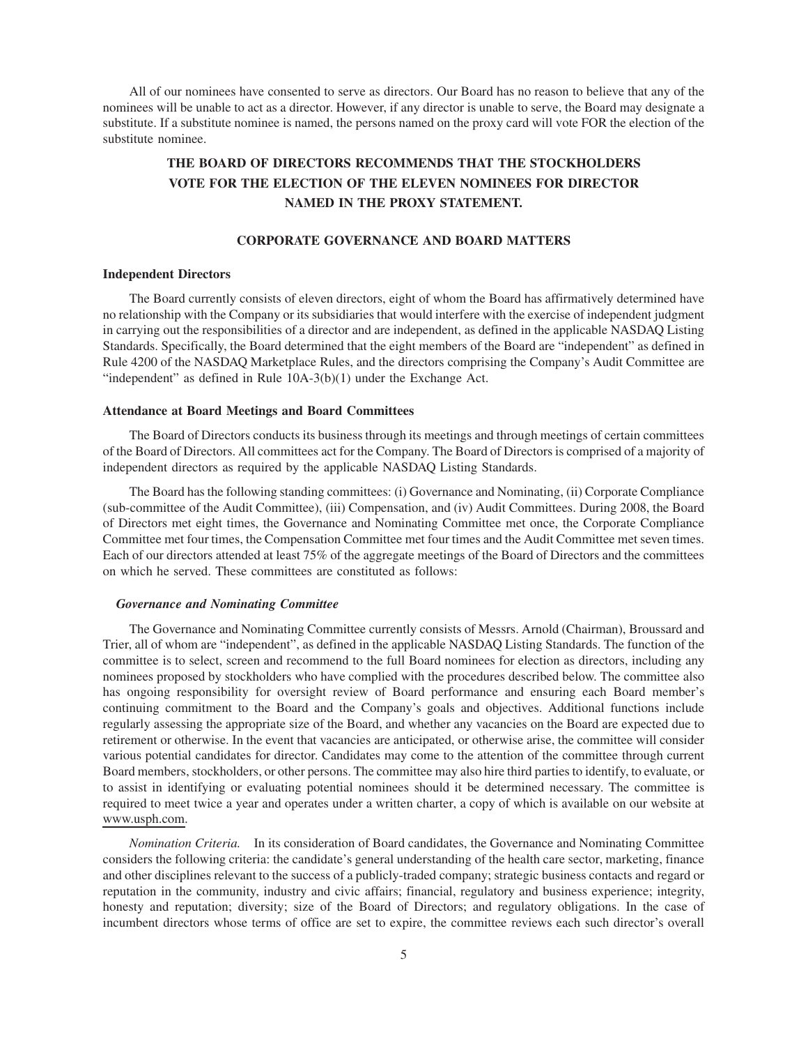All of our nominees have consented to serve as directors. Our Board has no reason to believe that any of the nominees will be unable to act as a director. However, if any director is unable to serve, the Board may designate a substitute. If a substitute nominee is named, the persons named on the proxy card will vote FOR the election of the substitute nominee.

**THE BOARD OF DIRECTORS RECOMMENDS THAT THE STOCKHOLDERS VOTE FOR THE ELECTION OF THE ELEVEN NOMINEES FOR DIRECTOR NAMED IN THE PROXY STATEMENT.**

## CORPORATE GOVERNANCE AND BOARD MATTERS

### Independent Directors

The Board currently consists of eleven directors, eight of whom the Board has affirmatively determined have no relationship with the Company or its subsidiaries that would interfere with the exercise of independent judgment in carrying out the responsibilities of a director and are independent, as defined in the applicable NASDAQ Listing Standards. Specifically, the Board determined that the eight members of the Board are "independent" as defined in Rule 4200 of the NASDAQ Marketplace Rules, and the directors comprising the Company's Audit Committee are "independent" as defined in Rule 10A-3(b)(1) under the Exchange Act.

### Attendance at Board Meetings and Board Committees

The Board of Directors conducts its business through its meetings and through meetings of certain committees of the Board of Directors. All committees act for the Company. The Board of Directors is comprised of a majority of independent directors as required by the applicable NASDAQ Listing Standards.

The Board has the following standing committees: (i) Governance and Nominating, (ii) Corporate Compliance (sub-committee of the Audit Committee), (iii) Compensation, and (iv) Audit Committees. During 2008, the Board of Directors met eight times, the Governance and Nominating Committee met once, the Corporate Compliance Committee met four times, the Compensation Committee met four times and the Audit Committee met seven times. Each of our directors attended at least 75% of the aggregate meetings of the Board of Directors and the committees on which he served. These committees are constituted as follows:

#### *Governance and Nominating Committee*

The Governance and Nominating Committee currently consists of Messrs. Arnold (Chairman), Broussard and Trier, all of whom are "independent", as defined in the applicable NASDAQ Listing Standards. The function of the committee is to select, screen and recommend to the full Board nominees for election as directors, including any nominees proposed by stockholders who have complied with the procedures described below. The committee also has ongoing responsibility for oversight review of Board performance and ensuring each Board member's continuing commitment to the Board and the Company's goals and objectives. Additional functions include regularly assessing the appropriate size of the Board, and whether any vacancies on the Board are expected due to retirement or otherwise. In the event that vacancies are anticipated, or otherwise arise, the committee will consider various potential candidates for director. Candidates may come to the attention of the committee through current Board members, stockholders, or other persons. The committee may also hire third parties to identify, to evaluate, or to assist in identifying or evaluating potential nominees should it be determined necessary. The committee is required to meet twice a year and operates under a written charter, a copy of which is available on our website at www.usph.com.

*Nomination Criteria.* In its consideration of Board candidates, the Governance and Nominating Committee considers the following criteria: the candidate's general understanding of the health care sector, marketing, finance and other disciplines relevant to the success of a publicly-traded company; strategic business contacts and regard or reputation in the community, industry and civic affairs; financial, regulatory and business experience; integrity, honesty and reputation; diversity; size of the Board of Directors; and regulatory obligations. In the case of incumbent directors whose terms of office are set to expire, the committee reviews each such director's overall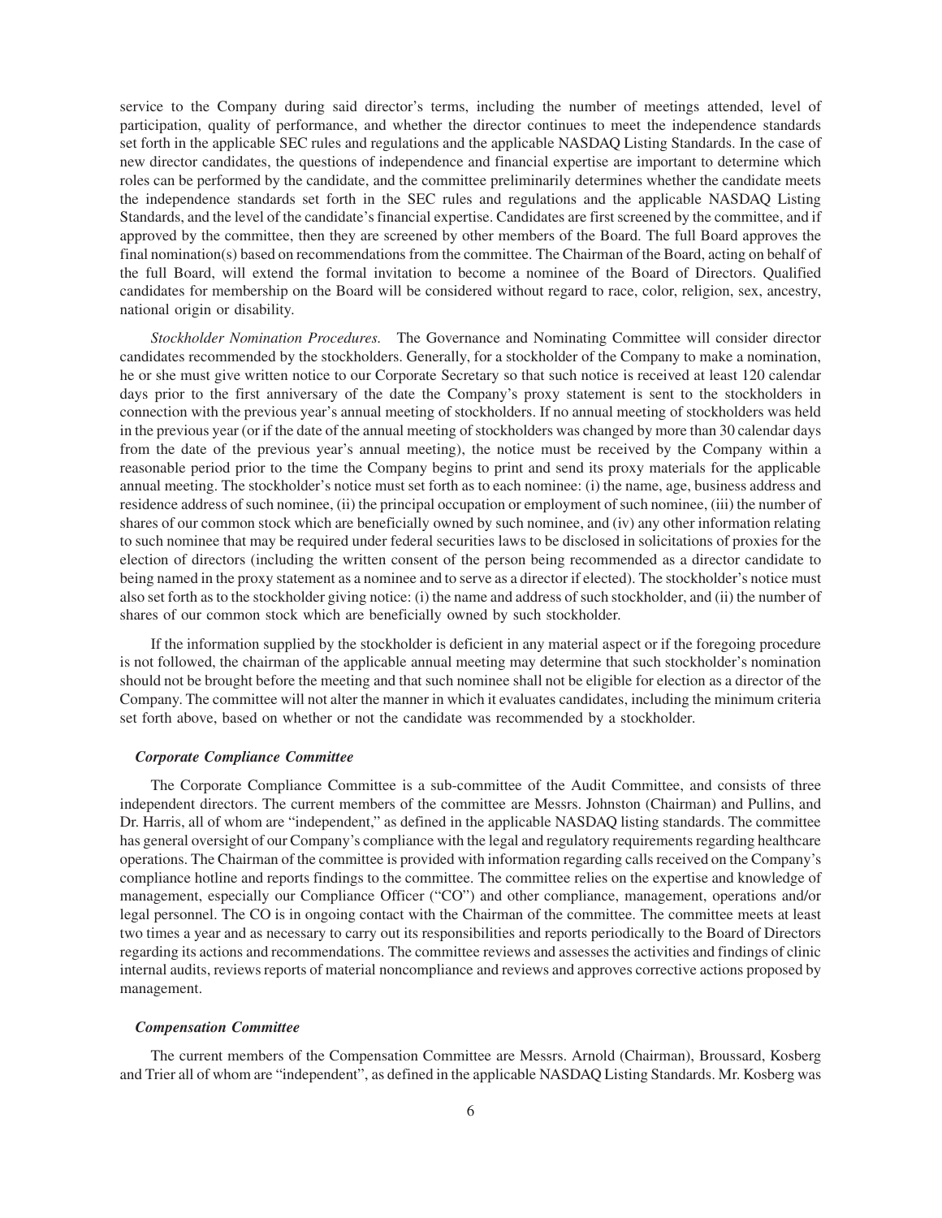service to the Company during said director's terms, including the number of meetings attended, level of participation, quality of performance, and whether the director continues to meet the independence standards set forth in the applicable SEC rules and regulations and the applicable NASDAQ Listing Standards. In the case of new director candidates, the questions of independence and financial expertise are important to determine which roles can be performed by the candidate, and the committee preliminarily determines whether the candidate meets the independence standards set forth in the SEC rules and regulations and the applicable NASDAQ Listing Standards, and the level of the candidate's financial expertise. Candidates are first screened by the committee, and if approved by the committee, then they are screened by other members of the Board. The full Board approves the final nomination(s) based on recommendations from the committee. The Chairman of the Board, acting on behalf of the full Board, will extend the formal invitation to become a nominee of the Board of Directors. Qualified candidates for membership on the Board will be considered without regard to race, color, religion, sex, ancestry, national origin or disability.

*Stockholder Nomination Procedures.* The Governance and Nominating Committee will consider director candidates recommended by the stockholders. Generally, for a stockholder of the Company to make a nomination, he or she must give written notice to our Corporate Secretary so that such notice is received at least 120 calendar days prior to the first anniversary of the date the Company's proxy statement is sent to the stockholders in connection with the previous year's annual meeting of stockholders. If no annual meeting of stockholders was held in the previous year (or if the date of the annual meeting of stockholders was changed by more than 30 calendar days from the date of the previous year's annual meeting), the notice must be received by the Company within a reasonable period prior to the time the Company begins to print and send its proxy materials for the applicable annual meeting. The stockholder's notice must set forth as to each nominee: (i) the name, age, business address and residence address of such nominee, (ii) the principal occupation or employment of such nominee, (iii) the number of shares of our common stock which are beneficially owned by such nominee, and (iv) any other information relating to such nominee that may be required under federal securities laws to be disclosed in solicitations of proxies for the election of directors (including the written consent of the person being recommended as a director candidate to being named in the proxy statement as a nominee and to serve as a director if elected). The stockholder's notice must also set forth as to the stockholder giving notice: (i) the name and address of such stockholder, and (ii) the number of shares of our common stock which are beneficially owned by such stockholder.

If the information supplied by the stockholder is deficient in any material aspect or if the foregoing procedure is not followed, the chairman of the applicable annual meeting may determine that such stockholder's nomination should not be brought before the meeting and that such nominee shall not be eligible for election as a director of the Company. The committee will not alter the manner in which it evaluates candidates, including the minimum criteria set forth above, based on whether or not the candidate was recommended by a stockholder.

***Corporate Compliance Committee***

The Corporate Compliance Committee is a sub-committee of the Audit Committee, and consists of three independent directors. The current members of the committee are Messrs. Johnston (Chairman) and Pullins, and Dr. Harris, all of whom are "independent," as defined in the applicable NASDAQ listing standards. The committee has general oversight of our Company's compliance with the legal and regulatory requirements regarding healthcare operations. The Chairman of the committee is provided with information regarding calls received on the Company's compliance hotline and reports findings to the committee. The committee relies on the expertise and knowledge of management, especially our Compliance Officer ("CO") and other compliance, management, operations and/or legal personnel. The CO is in ongoing contact with the Chairman of the committee. The committee meets at least two times a year and as necessary to carry out its responsibilities and reports periodically to the Board of Directors regarding its actions and recommendations. The committee reviews and assesses the activities and findings of clinic internal audits, reviews reports of material noncompliance and reviews and approves corrective actions proposed by management.

***Compensation Committee***

The current members of the Compensation Committee are Messrs. Arnold (Chairman), Broussard, Kosberg and Trier all of whom are "independent", as defined in the applicable NASDAQ Listing Standards. Mr. Kosberg was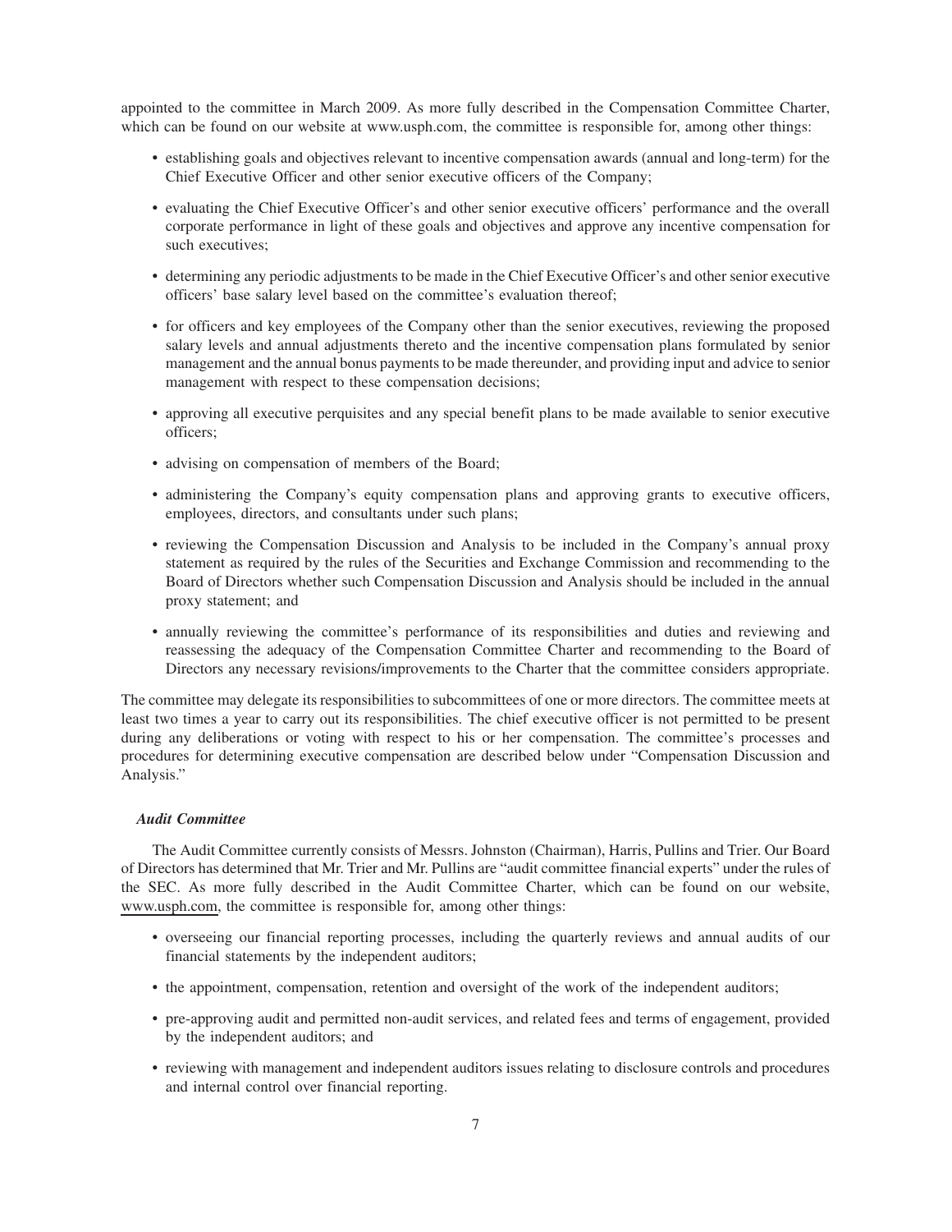appointed to the committee in March 2009. As more fully described in the Compensation Committee Charter, which can be found on our website at www.usph.com, the committee is responsible for, among other things:

- establishing goals and objectives relevant to incentive compensation awards (annual and long-term) for the Chief Executive Officer and other senior executive officers of the Company;
- evaluating the Chief Executive Officer's and other senior executive officers' performance and the overall corporate performance in light of these goals and objectives and approve any incentive compensation for such executives;
- determining any periodic adjustments to be made in the Chief Executive Officer's and other senior executive officers' base salary level based on the committee's evaluation thereof;
- for officers and key employees of the Company other than the senior executives, reviewing the proposed salary levels and annual adjustments thereto and the incentive compensation plans formulated by senior management and the annual bonus payments to be made thereunder, and providing input and advice to senior management with respect to these compensation decisions;
- approving all executive perquisites and any special benefit plans to be made available to senior executive officers;
- advising on compensation of members of the Board;
- administering the Company's equity compensation plans and approving grants to executive officers, employees, directors, and consultants under such plans;
- reviewing the Compensation Discussion and Analysis to be included in the Company's annual proxy statement as required by the rules of the Securities and Exchange Commission and recommending to the Board of Directors whether such Compensation Discussion and Analysis should be included in the annual proxy statement; and
- annually reviewing the committee's performance of its responsibilities and duties and reviewing and reassessing the adequacy of the Compensation Committee Charter and recommending to the Board of Directors any necessary revisions/improvements to the Charter that the committee considers appropriate.

The committee may delegate its responsibilities to subcommittees of one or more directors. The committee meets at least two times a year to carry out its responsibilities. The chief executive officer is not permitted to be present during any deliberations or voting with respect to his or her compensation. The committee's processes and procedures for determining executive compensation are described below under "Compensation Discussion and Analysis."

***Audit Committee***

The Audit Committee currently consists of Messrs. Johnston (Chairman), Harris, Pullins and Trier. Our Board of Directors has determined that Mr. Trier and Mr. Pullins are "audit committee financial experts" under the rules of the SEC. As more fully described in the Audit Committee Charter, which can be found on our website, www.usph.com, the committee is responsible for, among other things:

- overseeing our financial reporting processes, including the quarterly reviews and annual audits of our financial statements by the independent auditors;
- the appointment, compensation, retention and oversight of the work of the independent auditors;
- pre-approving audit and permitted non-audit services, and related fees and terms of engagement, provided by the independent auditors; and
- reviewing with management and independent auditors issues relating to disclosure controls and procedures and internal control over financial reporting.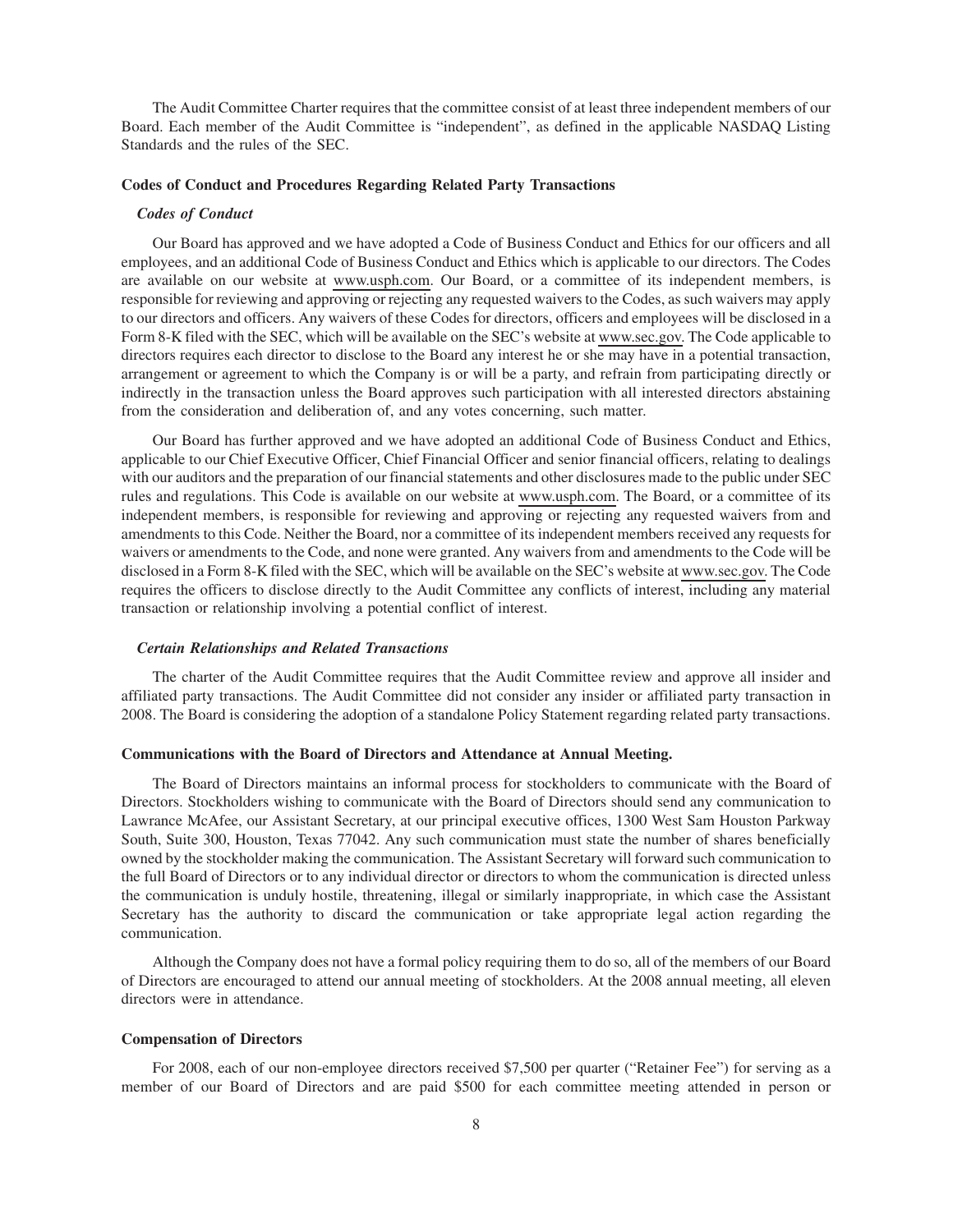The Audit Committee Charter requires that the committee consist of at least three independent members of our Board. Each member of the Audit Committee is "independent", as defined in the applicable NASDAQ Listing Standards and the rules of the SEC.

### Codes of Conduct and Procedures Regarding Related Party Transactions

#### *Codes of Conduct*

Our Board has approved and we have adopted a Code of Business Conduct and Ethics for our officers and all employees, and an additional Code of Business Conduct and Ethics which is applicable to our directors. The Codes are available on our website at www.usph.com. Our Board, or a committee of its independent members, is responsible for reviewing and approving or rejecting any requested waivers to the Codes, as such waivers may apply to our directors and officers. Any waivers of these Codes for directors, officers and employees will be disclosed in a Form 8-K filed with the SEC, which will be available on the SEC's website at www.sec.gov. The Code applicable to directors requires each director to disclose to the Board any interest he or she may have in a potential transaction, arrangement or agreement to which the Company is or will be a party, and refrain from participating directly or indirectly in the transaction unless the Board approves such participation with all interested directors abstaining from the consideration and deliberation of, and any votes concerning, such matter.

Our Board has further approved and we have adopted an additional Code of Business Conduct and Ethics, applicable to our Chief Executive Officer, Chief Financial Officer and senior financial officers, relating to dealings with our auditors and the preparation of our financial statements and other disclosures made to the public under SEC rules and regulations. This Code is available on our website at www.usph.com. The Board, or a committee of its independent members, is responsible for reviewing and approving or rejecting any requested waivers from and amendments to this Code. Neither the Board, nor a committee of its independent members received any requests for waivers or amendments to the Code, and none were granted. Any waivers from and amendments to the Code will be disclosed in a Form 8-K filed with the SEC, which will be available on the SEC's website at www.sec.gov. The Code requires the officers to disclose directly to the Audit Committee any conflicts of interest, including any material transaction or relationship involving a potential conflict of interest.

#### *Certain Relationships and Related Transactions*

The charter of the Audit Committee requires that the Audit Committee review and approve all insider and affiliated party transactions. The Audit Committee did not consider any insider or affiliated party transaction in 2008. The Board is considering the adoption of a standalone Policy Statement regarding related party transactions.

### Communications with the Board of Directors and Attendance at Annual Meeting.

The Board of Directors maintains an informal process for stockholders to communicate with the Board of Directors. Stockholders wishing to communicate with the Board of Directors should send any communication to Lawrance McAfee, our Assistant Secretary, at our principal executive offices, 1300 West Sam Houston Parkway South, Suite 300, Houston, Texas 77042. Any such communication must state the number of shares beneficially owned by the stockholder making the communication. The Assistant Secretary will forward such communication to the full Board of Directors or to any individual director or directors to whom the communication is directed unless the communication is unduly hostile, threatening, illegal or similarly inappropriate, in which case the Assistant Secretary has the authority to discard the communication or take appropriate legal action regarding the communication.

Although the Company does not have a formal policy requiring them to do so, all of the members of our Board of Directors are encouraged to attend our annual meeting of stockholders. At the 2008 annual meeting, all eleven directors were in attendance.

### Compensation of Directors

For 2008, each of our non-employee directors received $7,500 per quarter ("Retainer Fee") for serving as a member of our Board of Directors and are paid $500 for each committee meeting attended in person or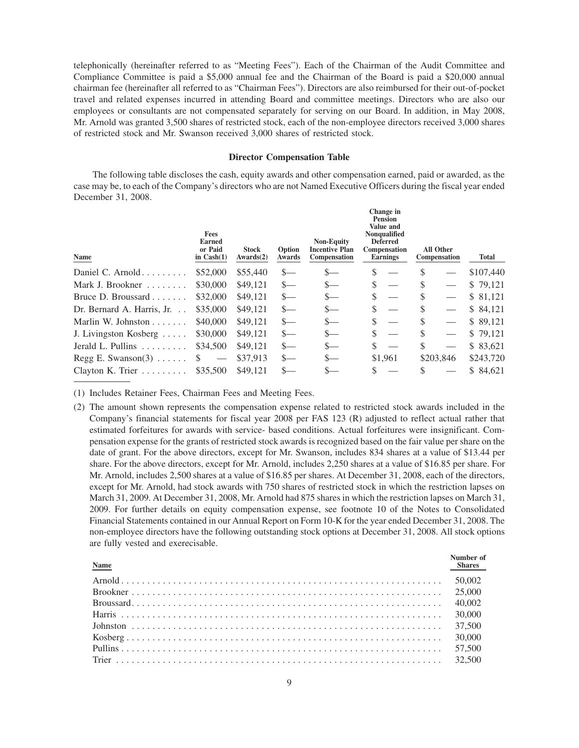telephonically (hereinafter referred to as "Meeting Fees"). Each of the Chairman of the Audit Committee and Compliance Committee is paid a $5,000 annual fee and the Chairman of the Board is paid a $20,000 annual chairman fee (hereinafter all referred to as "Chairman Fees"). Directors are also reimbursed for their out-of-pocket travel and related expenses incurred in attending Board and committee meetings. Directors who are also our employees or consultants are not compensated separately for serving on our Board. In addition, in May 2008, Mr. Arnold was granted 3,500 shares of restricted stock, each of the non-employee directors received 3,000 shares of restricted stock and Mr. Swanson received 3,000 shares of restricted stock.

### Director Compensation Table

The following table discloses the cash, equity awards and other compensation earned, paid or awarded, as the case may be, to each of the Company's directors who are not Named Executive Officers during the fiscal year ended December 31, 2008.

| Name | Fees Earned or Paid in Cash(1) | Stock Awards(2) | Option Awards | Non-Equity Incentive Plan Compensation | Change in Pension Value and Nonqualified Deferred Compensation Earnings | All Other Compensation | Total |
|---|---|---|---|---|---|---|---|
| Daniel C. Arnold | $52,000 | $55,440 | $— | $— | $ — | $ — | $107,440 |
| Mark J. Brookner | $30,000 | $49,121 | $— | $— | $ — | $ — | $ 79,121 |
| Bruce D. Broussard | $32,000 | $49,121 | $— | $— | $ — | $ — | $ 81,121 |
| Dr. Bernard A. Harris, Jr. | $35,000 | $49,121 | $— | $— | $ — | $ — | $ 84,121 |
| Marlin W. Johnston | $40,000 | $49,121 | $— | $— | $ — | $ — | $ 89,121 |
| J. Livingston Kosberg | $30,000 | $49,121 | $— | $— | $ — | $ — | $ 79,121 |
| Jerald L. Pullins | $34,500 | $49,121 | $— | $— | $ — | $ — | $ 83,621 |
| Regg E. Swanson(3) | $ — | $37,913 | $— | $— | $1,961 | $203,846 | $243,720 |
| Clayton K. Trier | $35,500 | $49,121 | $— | $— | $ — | $ — | $ 84,621 |

(1) Includes Retainer Fees, Chairman Fees and Meeting Fees.

(2) The amount shown represents the compensation expense related to restricted stock awards included in the Company's financial statements for fiscal year 2008 per FAS 123 (R) adjusted to reflect actual rather that estimated forfeitures for awards with service- based conditions. Actual forfeitures were insignificant. Compensation expense for the grants of restricted stock awards is recognized based on the fair value per share on the date of grant. For the above directors, except for Mr. Swanson, includes 834 shares at a value of $13.44 per share. For the above directors, except for Mr. Arnold, includes 2,250 shares at a value of $16.85 per share. For Mr. Arnold, includes 2,500 shares at a value of $16.85 per shares. At December 31, 2008, each of the directors, except for Mr. Arnold, had stock awards with 750 shares of restricted stock in which the restriction lapses on March 31, 2009. At December 31, 2008, Mr. Arnold had 875 shares in which the restriction lapses on March 31, 2009. For further details on equity compensation expense, see footnote 10 of the Notes to Consolidated Financial Statements contained in our Annual Report on Form 10-K for the year ended December 31, 2008. The non-employee directors have the following outstanding stock options at December 31, 2008. All stock options are fully vested and exerecisable.

| Name | Number of Shares |
|---|---|
| Arnold | 50,002 |
| Brookner | 25,000 |
| Broussard | 40,002 |
| Harris | 30,000 |
| Johnston | 37,500 |
| Kosberg | 30,000 |
| Pullins | 57,500 |
| Trier | 32,500 |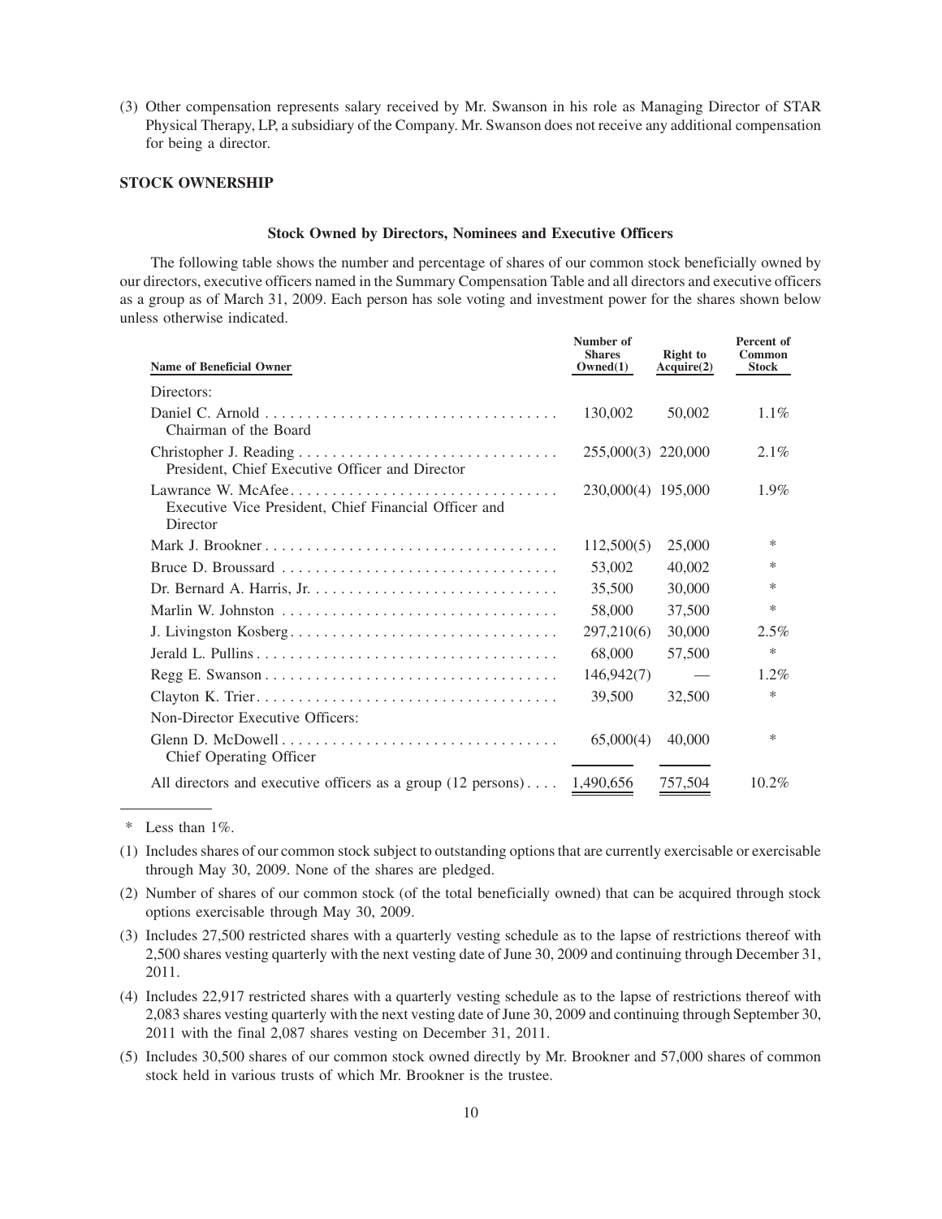(3) Other compensation represents salary received by Mr. Swanson in his role as Managing Director of STAR Physical Therapy, LP, a subsidiary of the Company. Mr. Swanson does not receive any additional compensation for being a director.

## STOCK OWNERSHIP

### Stock Owned by Directors, Nominees and Executive Officers

The following table shows the number and percentage of shares of our common stock beneficially owned by our directors, executive officers named in the Summary Compensation Table and all directors and executive officers as a group as of March 31, 2009. Each person has sole voting and investment power for the shares shown below unless otherwise indicated.

| Name of Beneficial Owner | Number of Shares Owned(1) | Right to Acquire(2) | Percent of Common Stock |
|---|---|---|---|
| Directors: | | | |
| Daniel C. Arnold<br>Chairman of the Board | 130,002 | 50,002 | 1.1% |
| Christopher J. Reading<br>President, Chief Executive Officer and Director | 255,000(3) | 220,000 | 2.1% |
| Lawrance W. McAfee<br>Executive Vice President, Chief Financial Officer and Director | 230,000(4) | 195,000 | 1.9% |
| Mark J. Brookner | 112,500(5) | 25,000 | * |
| Bruce D. Broussard | 53,002 | 40,002 | * |
| Dr. Bernard A. Harris, Jr. | 35,500 | 30,000 | * |
| Marlin W. Johnston | 58,000 | 37,500 | * |
| J. Livingston Kosberg | 297,210(6) | 30,000 | 2.5% |
| Jerald L. Pullins | 68,000 | 57,500 | * |
| Regg E. Swanson | 146,942(7) | — | 1.2% |
| Clayton K. Trier | 39,500 | 32,500 | * |
| Non-Director Executive Officers: | | | |
| Glenn D. McDowell<br>Chief Operating Officer | 65,000(4) | 40,000 | * |
| All directors and executive officers as a group (12 persons) | 1,490,656 | 757,504 | 10.2% |

\* Less than 1%.

(1) Includes shares of our common stock subject to outstanding options that are currently exercisable or exercisable through May 30, 2009. None of the shares are pledged.

(2) Number of shares of our common stock (of the total beneficially owned) that can be acquired through stock options exercisable through May 30, 2009.

(3) Includes 27,500 restricted shares with a quarterly vesting schedule as to the lapse of restrictions thereof with 2,500 shares vesting quarterly with the next vesting date of June 30, 2009 and continuing through December 31, 2011.

(4) Includes 22,917 restricted shares with a quarterly vesting schedule as to the lapse of restrictions thereof with 2,083 shares vesting quarterly with the next vesting date of June 30, 2009 and continuing through September 30, 2011 with the final 2,087 shares vesting on December 31, 2011.

(5) Includes 30,500 shares of our common stock owned directly by Mr. Brookner and 57,000 shares of common stock held in various trusts of which Mr. Brookner is the trustee.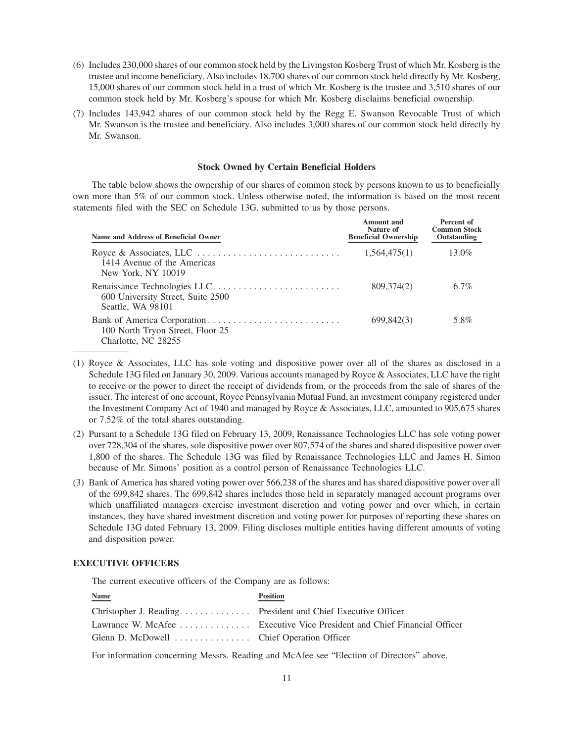(6) Includes 230,000 shares of our common stock held by the Livingston Kosberg Trust of which Mr. Kosberg is the trustee and income beneficiary. Also includes 18,700 shares of our common stock held directly by Mr. Kosberg, 15,000 shares of our common stock held in a trust of which Mr. Kosberg is the trustee and 3,510 shares of our common stock held by Mr. Kosberg's spouse for which Mr. Kosberg disclaims beneficial ownership.

(7) Includes 143,942 shares of our common stock held by the Regg E. Swanson Revocable Trust of which Mr. Swanson is the trustee and beneficiary. Also includes 3,000 shares of our common stock held directly by Mr. Swanson.

### Stock Owned by Certain Beneficial Holders

The table below shows the ownership of our shares of common stock by persons known to us to beneficially own more than 5% of our common stock. Unless otherwise noted, the information is based on the most recent statements filed with the SEC on Schedule 13G, submitted to us by those persons.

| Name and Address of Beneficial Owner | Amount and Nature of Beneficial Ownership | Percent of Common Stock Outstanding |
|---|---|---|
| Royce & Associates, LLC<br>1414 Avenue of the Americas<br>New York, NY 10019 | 1,564,475(1) | 13.0% |
| Renaissance Technologies LLC<br>600 University Street, Suite 2500<br>Seattle, WA 98101 | 809,374(2) | 6.7% |
| Bank of America Corporation<br>100 North Tryon Street, Floor 25<br>Charlotte, NC 28255 | 699,842(3) | 5.8% |

(1) Royce & Associates, LLC has sole voting and dispositive power over all of the shares as disclosed in a Schedule 13G filed on January 30, 2009. Various accounts managed by Royce & Associates, LLC have the right to receive or the power to direct the receipt of dividends from, or the proceeds from the sale of shares of the issuer. The interest of one account, Royce Pennsylvania Mutual Fund, an investment company registered under the Investment Company Act of 1940 and managed by Royce & Associates, LLC, amounted to 905,675 shares or 7.52% of the total shares outstanding.

(2) Pursuant to a Schedule 13G filed on February 13, 2009, Renaissance Technologies LLC has sole voting power over 728,304 of the shares, sole dispositive power over 807,574 of the shares and shared dispositive power over 1,800 of the shares. The Schedule 13G was filed by Renaissance Technologies LLC and James H. Simon because of Mr. Simons' position as a control person of Renaissance Technologies LLC.

(3) Bank of America has shared voting power over 566,238 of the shares and has shared dispositive power over all of the 699,842 shares. The 699,842 shares includes those held in separately managed account programs over which unaffiliated managers exercise investment discretion and voting power and over which, in certain instances, they have shared investment discretion and voting power for purposes of reporting these shares on Schedule 13G dated February 13, 2009. Filing discloses multiple entities having different amounts of voting and disposition power.

## EXECUTIVE OFFICERS

The current executive officers of the Company are as follows:

| Name | Position |
|---|---|
| Christopher J. Reading | President and Chief Executive Officer |
| Lawrance W. McAfee | Executive Vice President and Chief Financial Officer |
| Glenn D. McDowell | Chief Operation Officer |

For information concerning Messrs. Reading and McAfee see "Election of Directors" above.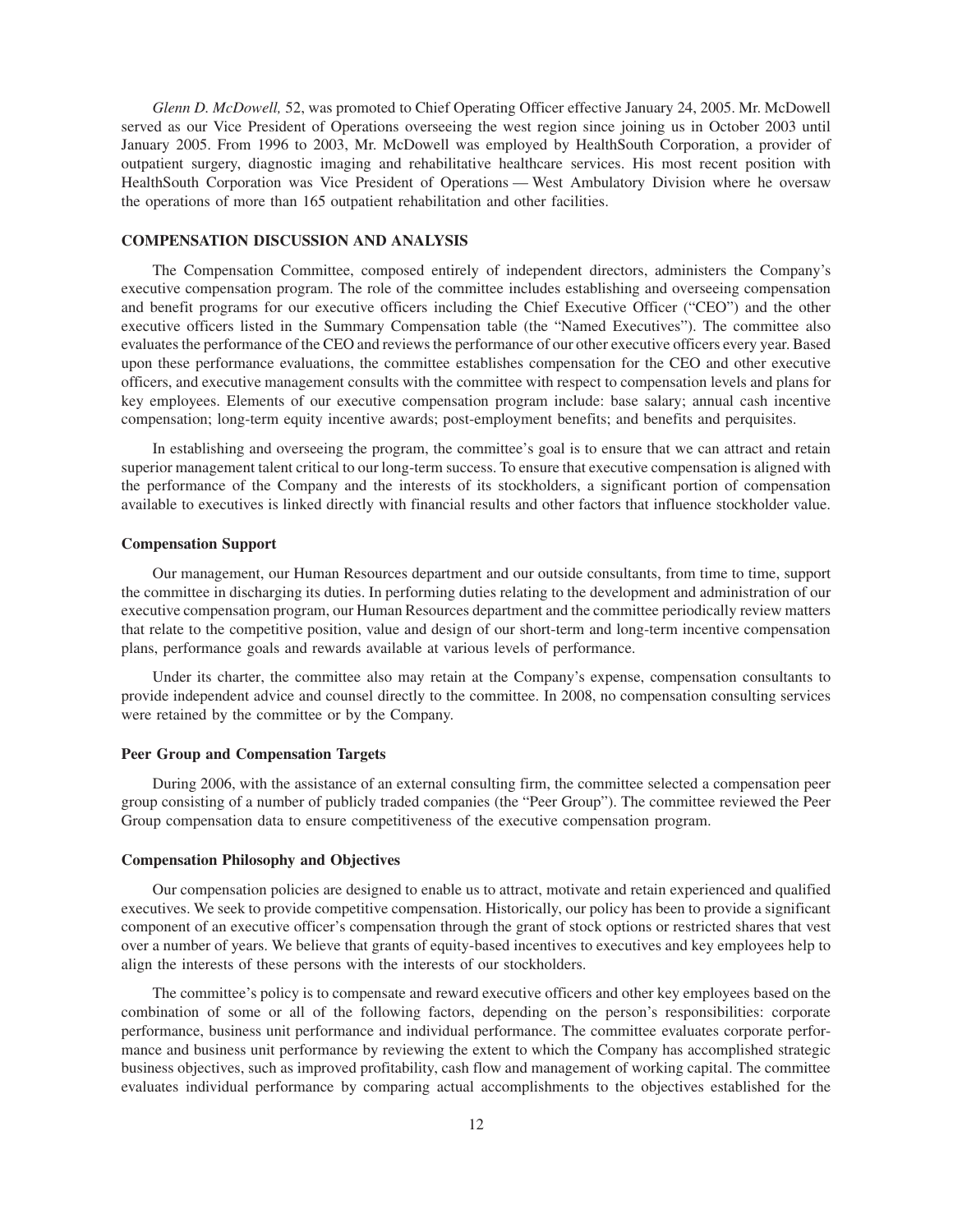*Glenn D. McDowell,* 52, was promoted to Chief Operating Officer effective January 24, 2005. Mr. McDowell served as our Vice President of Operations overseeing the west region since joining us in October 2003 until January 2005. From 1996 to 2003, Mr. McDowell was employed by HealthSouth Corporation, a provider of outpatient surgery, diagnostic imaging and rehabilitative healthcare services. His most recent position with HealthSouth Corporation was Vice President of Operations — West Ambulatory Division where he oversaw the operations of more than 165 outpatient rehabilitation and other facilities.

## COMPENSATION DISCUSSION AND ANALYSIS

The Compensation Committee, composed entirely of independent directors, administers the Company's executive compensation program. The role of the committee includes establishing and overseeing compensation and benefit programs for our executive officers including the Chief Executive Officer ("CEO") and the other executive officers listed in the Summary Compensation table (the "Named Executives"). The committee also evaluates the performance of the CEO and reviews the performance of our other executive officers every year. Based upon these performance evaluations, the committee establishes compensation for the CEO and other executive officers, and executive management consults with the committee with respect to compensation levels and plans for key employees. Elements of our executive compensation program include: base salary; annual cash incentive compensation; long-term equity incentive awards; post-employment benefits; and benefits and perquisites.

In establishing and overseeing the program, the committee's goal is to ensure that we can attract and retain superior management talent critical to our long-term success. To ensure that executive compensation is aligned with the performance of the Company and the interests of its stockholders, a significant portion of compensation available to executives is linked directly with financial results and other factors that influence stockholder value.

### Compensation Support

Our management, our Human Resources department and our outside consultants, from time to time, support the committee in discharging its duties. In performing duties relating to the development and administration of our executive compensation program, our Human Resources department and the committee periodically review matters that relate to the competitive position, value and design of our short-term and long-term incentive compensation plans, performance goals and rewards available at various levels of performance.

Under its charter, the committee also may retain at the Company's expense, compensation consultants to provide independent advice and counsel directly to the committee. In 2008, no compensation consulting services were retained by the committee or by the Company.

### Peer Group and Compensation Targets

During 2006, with the assistance of an external consulting firm, the committee selected a compensation peer group consisting of a number of publicly traded companies (the "Peer Group"). The committee reviewed the Peer Group compensation data to ensure competitiveness of the executive compensation program.

### Compensation Philosophy and Objectives

Our compensation policies are designed to enable us to attract, motivate and retain experienced and qualified executives. We seek to provide competitive compensation. Historically, our policy has been to provide a significant component of an executive officer's compensation through the grant of stock options or restricted shares that vest over a number of years. We believe that grants of equity-based incentives to executives and key employees help to align the interests of these persons with the interests of our stockholders.

The committee's policy is to compensate and reward executive officers and other key employees based on the combination of some or all of the following factors, depending on the person's responsibilities: corporate performance, business unit performance and individual performance. The committee evaluates corporate performance and business unit performance by reviewing the extent to which the Company has accomplished strategic business objectives, such as improved profitability, cash flow and management of working capital. The committee evaluates individual performance by comparing actual accomplishments to the objectives established for the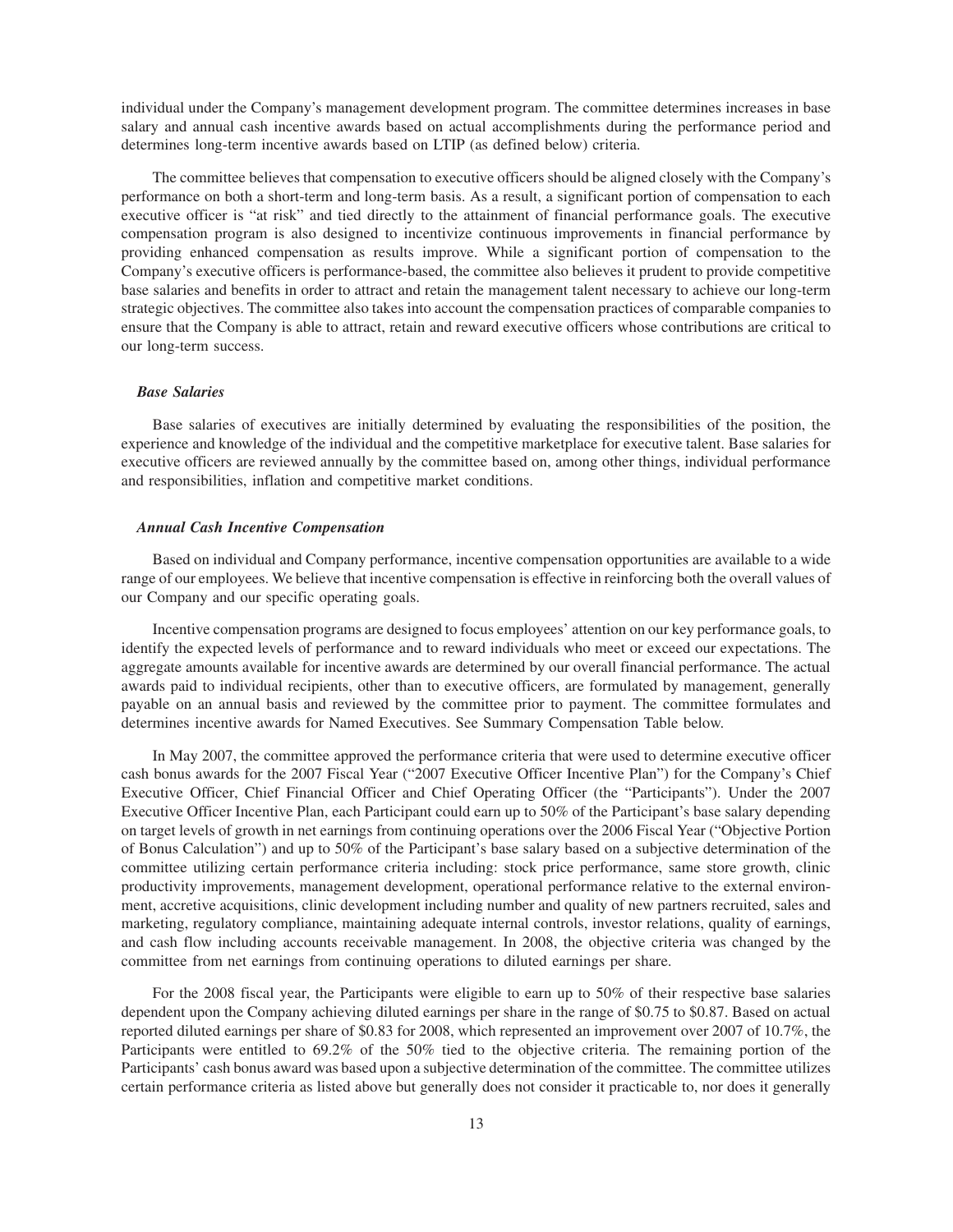individual under the Company's management development program. The committee determines increases in base salary and annual cash incentive awards based on actual accomplishments during the performance period and determines long-term incentive awards based on LTIP (as defined below) criteria.

The committee believes that compensation to executive officers should be aligned closely with the Company's performance on both a short-term and long-term basis. As a result, a significant portion of compensation to each executive officer is "at risk" and tied directly to the attainment of financial performance goals. The executive compensation program is also designed to incentivize continuous improvements in financial performance by providing enhanced compensation as results improve. While a significant portion of compensation to the Company's executive officers is performance-based, the committee also believes it prudent to provide competitive base salaries and benefits in order to attract and retain the management talent necessary to achieve our long-term strategic objectives. The committee also takes into account the compensation practices of comparable companies to ensure that the Company is able to attract, retain and reward executive officers whose contributions are critical to our long-term success.

***Base Salaries***

Base salaries of executives are initially determined by evaluating the responsibilities of the position, the experience and knowledge of the individual and the competitive marketplace for executive talent. Base salaries for executive officers are reviewed annually by the committee based on, among other things, individual performance and responsibilities, inflation and competitive market conditions.

***Annual Cash Incentive Compensation***

Based on individual and Company performance, incentive compensation opportunities are available to a wide range of our employees. We believe that incentive compensation is effective in reinforcing both the overall values of our Company and our specific operating goals.

Incentive compensation programs are designed to focus employees' attention on our key performance goals, to identify the expected levels of performance and to reward individuals who meet or exceed our expectations. The aggregate amounts available for incentive awards are determined by our overall financial performance. The actual awards paid to individual recipients, other than to executive officers, are formulated by management, generally payable on an annual basis and reviewed by the committee prior to payment. The committee formulates and determines incentive awards for Named Executives. See Summary Compensation Table below.

In May 2007, the committee approved the performance criteria that were used to determine executive officer cash bonus awards for the 2007 Fiscal Year ("2007 Executive Officer Incentive Plan") for the Company's Chief Executive Officer, Chief Financial Officer and Chief Operating Officer (the "Participants"). Under the 2007 Executive Officer Incentive Plan, each Participant could earn up to 50% of the Participant's base salary depending on target levels of growth in net earnings from continuing operations over the 2006 Fiscal Year ("Objective Portion of Bonus Calculation") and up to 50% of the Participant's base salary based on a subjective determination of the committee utilizing certain performance criteria including: stock price performance, same store growth, clinic productivity improvements, management development, operational performance relative to the external environment, accretive acquisitions, clinic development including number and quality of new partners recruited, sales and marketing, regulatory compliance, maintaining adequate internal controls, investor relations, quality of earnings, and cash flow including accounts receivable management. In 2008, the objective criteria was changed by the committee from net earnings from continuing operations to diluted earnings per share.

For the 2008 fiscal year, the Participants were eligible to earn up to 50% of their respective base salaries dependent upon the Company achieving diluted earnings per share in the range of $0.75 to $0.87. Based on actual reported diluted earnings per share of $0.83 for 2008, which represented an improvement over 2007 of 10.7%, the Participants were entitled to 69.2% of the 50% tied to the objective criteria. The remaining portion of the Participants' cash bonus award was based upon a subjective determination of the committee. The committee utilizes certain performance criteria as listed above but generally does not consider it practicable to, nor does it generally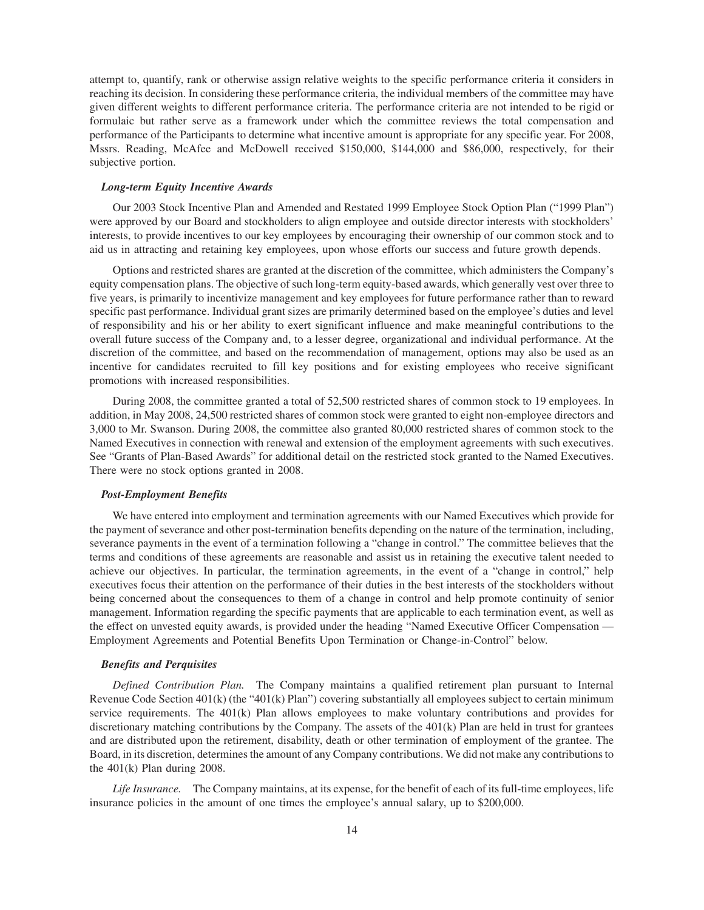attempt to, quantify, rank or otherwise assign relative weights to the specific performance criteria it considers in reaching its decision. In considering these performance criteria, the individual members of the committee may have given different weights to different performance criteria. The performance criteria are not intended to be rigid or formulaic but rather serve as a framework under which the committee reviews the total compensation and performance of the Participants to determine what incentive amount is appropriate for any specific year. For 2008, Mssrs. Reading, McAfee and McDowell received $150,000, $144,000 and $86,000, respectively, for their subjective portion.

***Long-term Equity Incentive Awards***

Our 2003 Stock Incentive Plan and Amended and Restated 1999 Employee Stock Option Plan ("1999 Plan") were approved by our Board and stockholders to align employee and outside director interests with stockholders' interests, to provide incentives to our key employees by encouraging their ownership of our common stock and to aid us in attracting and retaining key employees, upon whose efforts our success and future growth depends.

Options and restricted shares are granted at the discretion of the committee, which administers the Company's equity compensation plans. The objective of such long-term equity-based awards, which generally vest over three to five years, is primarily to incentivize management and key employees for future performance rather than to reward specific past performance. Individual grant sizes are primarily determined based on the employee's duties and level of responsibility and his or her ability to exert significant influence and make meaningful contributions to the overall future success of the Company and, to a lesser degree, organizational and individual performance. At the discretion of the committee, and based on the recommendation of management, options may also be used as an incentive for candidates recruited to fill key positions and for existing employees who receive significant promotions with increased responsibilities.

During 2008, the committee granted a total of 52,500 restricted shares of common stock to 19 employees. In addition, in May 2008, 24,500 restricted shares of common stock were granted to eight non-employee directors and 3,000 to Mr. Swanson. During 2008, the committee also granted 80,000 restricted shares of common stock to the Named Executives in connection with renewal and extension of the employment agreements with such executives. See "Grants of Plan-Based Awards" for additional detail on the restricted stock granted to the Named Executives. There were no stock options granted in 2008.

***Post-Employment Benefits***

We have entered into employment and termination agreements with our Named Executives which provide for the payment of severance and other post-termination benefits depending on the nature of the termination, including, severance payments in the event of a termination following a "change in control." The committee believes that the terms and conditions of these agreements are reasonable and assist us in retaining the executive talent needed to achieve our objectives. In particular, the termination agreements, in the event of a "change in control," help executives focus their attention on the performance of their duties in the best interests of the stockholders without being concerned about the consequences to them of a change in control and help promote continuity of senior management. Information regarding the specific payments that are applicable to each termination event, as well as the effect on unvested equity awards, is provided under the heading "Named Executive Officer Compensation — Employment Agreements and Potential Benefits Upon Termination or Change-in-Control" below.

***Benefits and Perquisites***

*Defined Contribution Plan.* The Company maintains a qualified retirement plan pursuant to Internal Revenue Code Section 401(k) (the "401(k) Plan") covering substantially all employees subject to certain minimum service requirements. The 401(k) Plan allows employees to make voluntary contributions and provides for discretionary matching contributions by the Company. The assets of the 401(k) Plan are held in trust for grantees and are distributed upon the retirement, disability, death or other termination of employment of the grantee. The Board, in its discretion, determines the amount of any Company contributions. We did not make any contributions to the 401(k) Plan during 2008.

*Life Insurance.* The Company maintains, at its expense, for the benefit of each of its full-time employees, life insurance policies in the amount of one times the employee's annual salary, up to $200,000.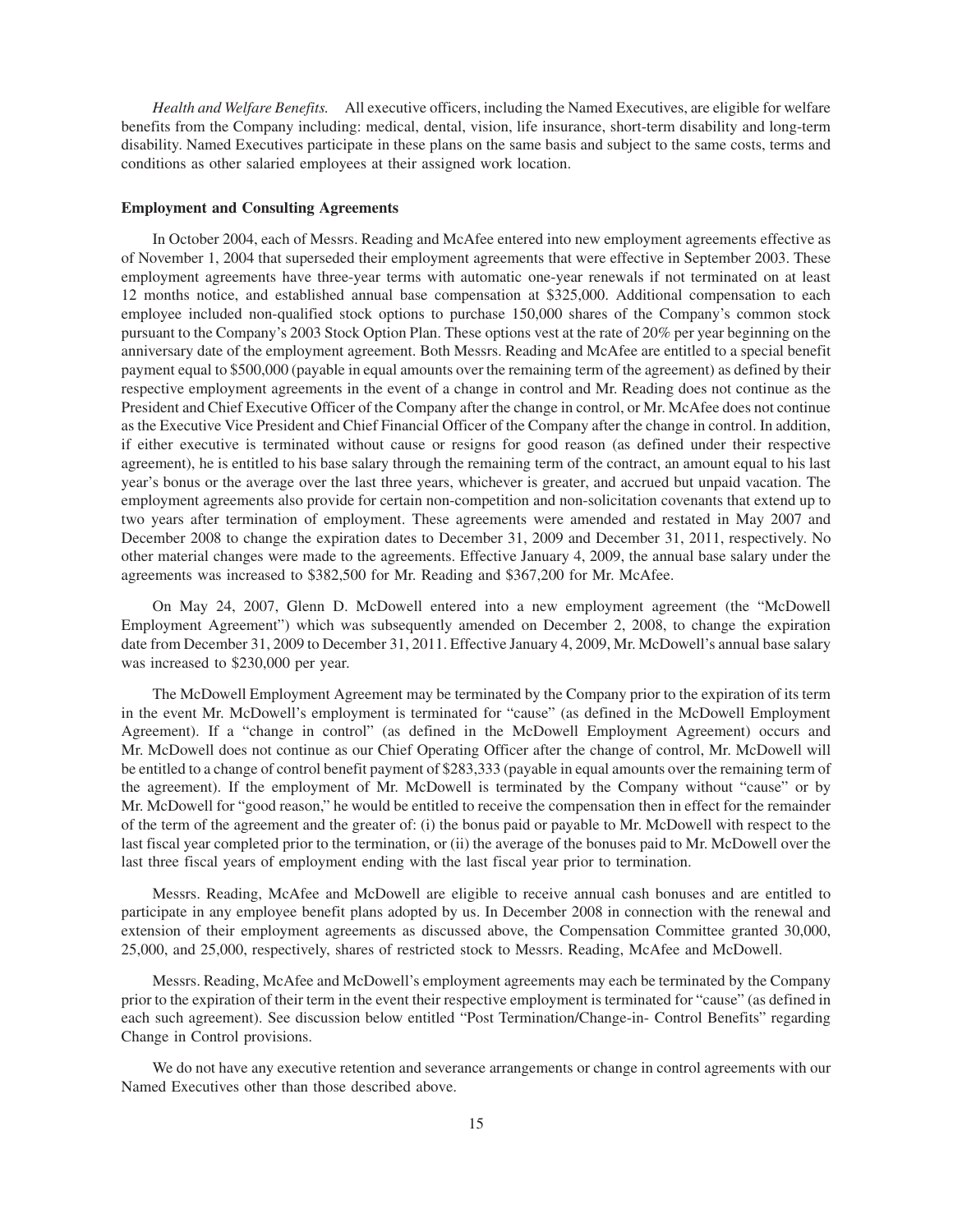*Health and Welfare Benefits.* All executive officers, including the Named Executives, are eligible for welfare benefits from the Company including: medical, dental, vision, life insurance, short-term disability and long-term disability. Named Executives participate in these plans on the same basis and subject to the same costs, terms and conditions as other salaried employees at their assigned work location.

**Employment and Consulting Agreements**

In October 2004, each of Messrs. Reading and McAfee entered into new employment agreements effective as of November 1, 2004 that superseded their employment agreements that were effective in September 2003. These employment agreements have three-year terms with automatic one-year renewals if not terminated on at least 12 months notice, and established annual base compensation at $325,000. Additional compensation to each employee included non-qualified stock options to purchase 150,000 shares of the Company's common stock pursuant to the Company's 2003 Stock Option Plan. These options vest at the rate of 20% per year beginning on the anniversary date of the employment agreement. Both Messrs. Reading and McAfee are entitled to a special benefit payment equal to $500,000 (payable in equal amounts over the remaining term of the agreement) as defined by their respective employment agreements in the event of a change in control and Mr. Reading does not continue as the President and Chief Executive Officer of the Company after the change in control, or Mr. McAfee does not continue as the Executive Vice President and Chief Financial Officer of the Company after the change in control. In addition, if either executive is terminated without cause or resigns for good reason (as defined under their respective agreement), he is entitled to his base salary through the remaining term of the contract, an amount equal to his last year's bonus or the average over the last three years, whichever is greater, and accrued but unpaid vacation. The employment agreements also provide for certain non-competition and non-solicitation covenants that extend up to two years after termination of employment. These agreements were amended and restated in May 2007 and December 2008 to change the expiration dates to December 31, 2009 and December 31, 2011, respectively. No other material changes were made to the agreements. Effective January 4, 2009, the annual base salary under the agreements was increased to $382,500 for Mr. Reading and $367,200 for Mr. McAfee.

On May 24, 2007, Glenn D. McDowell entered into a new employment agreement (the "McDowell Employment Agreement") which was subsequently amended on December 2, 2008, to change the expiration date from December 31, 2009 to December 31, 2011. Effective January 4, 2009, Mr. McDowell's annual base salary was increased to $230,000 per year.

The McDowell Employment Agreement may be terminated by the Company prior to the expiration of its term in the event Mr. McDowell's employment is terminated for "cause" (as defined in the McDowell Employment Agreement). If a "change in control" (as defined in the McDowell Employment Agreement) occurs and Mr. McDowell does not continue as our Chief Operating Officer after the change of control, Mr. McDowell will be entitled to a change of control benefit payment of $283,333 (payable in equal amounts over the remaining term of the agreement). If the employment of Mr. McDowell is terminated by the Company without "cause" or by Mr. McDowell for "good reason," he would be entitled to receive the compensation then in effect for the remainder of the term of the agreement and the greater of: (i) the bonus paid or payable to Mr. McDowell with respect to the last fiscal year completed prior to the termination, or (ii) the average of the bonuses paid to Mr. McDowell over the last three fiscal years of employment ending with the last fiscal year prior to termination.

Messrs. Reading, McAfee and McDowell are eligible to receive annual cash bonuses and are entitled to participate in any employee benefit plans adopted by us. In December 2008 in connection with the renewal and extension of their employment agreements as discussed above, the Compensation Committee granted 30,000, 25,000, and 25,000, respectively, shares of restricted stock to Messrs. Reading, McAfee and McDowell.

Messrs. Reading, McAfee and McDowell's employment agreements may each be terminated by the Company prior to the expiration of their term in the event their respective employment is terminated for "cause" (as defined in each such agreement). See discussion below entitled "Post Termination/Change-in- Control Benefits" regarding Change in Control provisions.

We do not have any executive retention and severance arrangements or change in control agreements with our Named Executives other than those described above.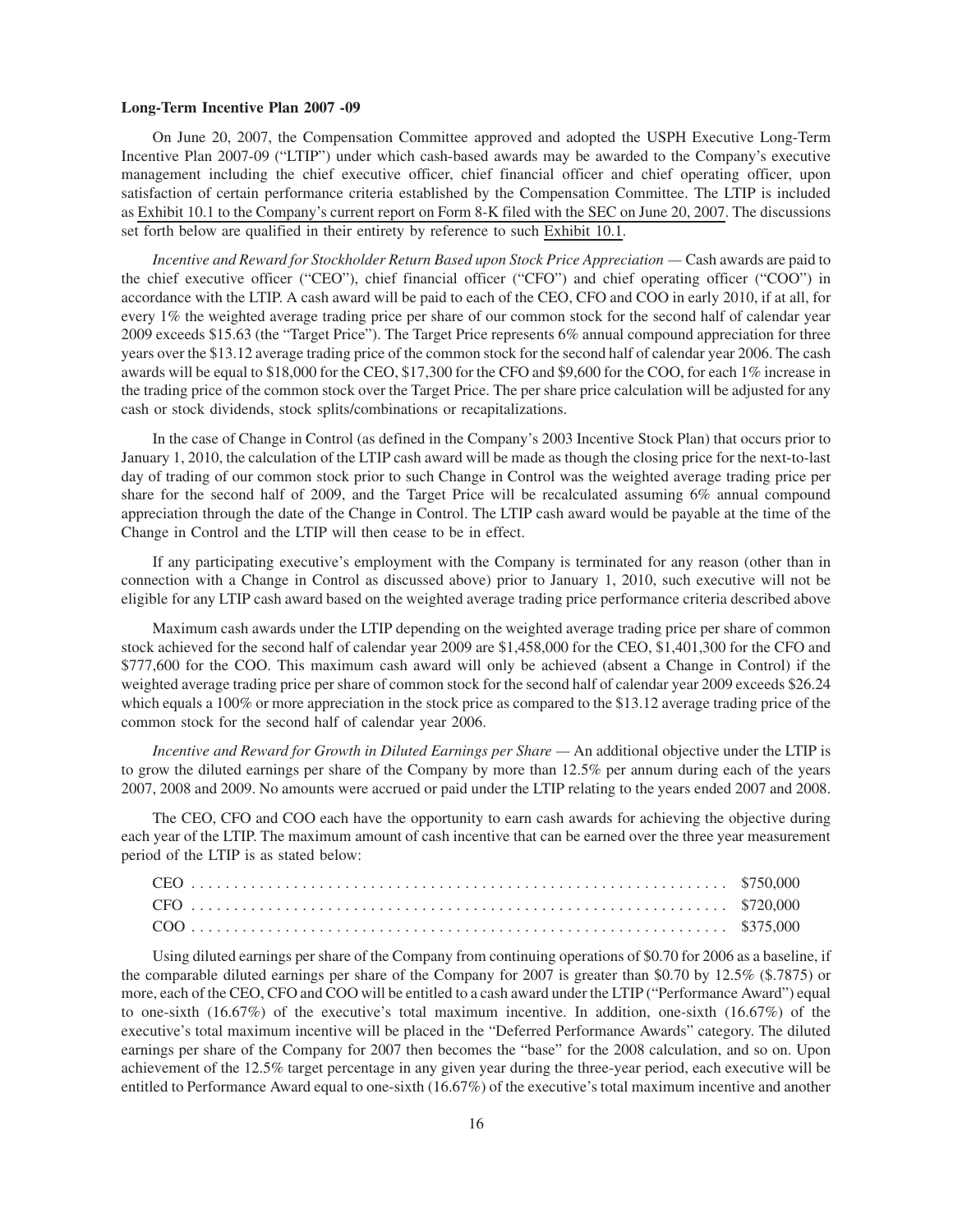**Long-Term Incentive Plan 2007 -09**

On June 20, 2007, the Compensation Committee approved and adopted the USPH Executive Long-Term Incentive Plan 2007-09 ("LTIP") under which cash-based awards may be awarded to the Company's executive management including the chief executive officer, chief financial officer and chief operating officer, upon satisfaction of certain performance criteria established by the Compensation Committee. The LTIP is included as Exhibit 10.1 to the Company's current report on Form 8-K filed with the SEC on June 20, 2007. The discussions set forth below are qualified in their entirety by reference to such Exhibit 10.1.

*Incentive and Reward for Stockholder Return Based upon Stock Price Appreciation* — Cash awards are paid to the chief executive officer ("CEO"), chief financial officer ("CFO") and chief operating officer ("COO") in accordance with the LTIP. A cash award will be paid to each of the CEO, CFO and COO in early 2010, if at all, for every 1% the weighted average trading price per share of our common stock for the second half of calendar year 2009 exceeds $15.63 (the "Target Price"). The Target Price represents 6% annual compound appreciation for three years over the $13.12 average trading price of the common stock for the second half of calendar year 2006. The cash awards will be equal to $18,000 for the CEO, $17,300 for the CFO and $9,600 for the COO, for each 1% increase in the trading price of the common stock over the Target Price. The per share price calculation will be adjusted for any cash or stock dividends, stock splits/combinations or recapitalizations.

In the case of Change in Control (as defined in the Company's 2003 Incentive Stock Plan) that occurs prior to January 1, 2010, the calculation of the LTIP cash award will be made as though the closing price for the next-to-last day of trading of our common stock prior to such Change in Control was the weighted average trading price per share for the second half of 2009, and the Target Price will be recalculated assuming 6% annual compound appreciation through the date of the Change in Control. The LTIP cash award would be payable at the time of the Change in Control and the LTIP will then cease to be in effect.

If any participating executive's employment with the Company is terminated for any reason (other than in connection with a Change in Control as discussed above) prior to January 1, 2010, such executive will not be eligible for any LTIP cash award based on the weighted average trading price performance criteria described above

Maximum cash awards under the LTIP depending on the weighted average trading price per share of common stock achieved for the second half of calendar year 2009 are $1,458,000 for the CEO, $1,401,300 for the CFO and $777,600 for the COO. This maximum cash award will only be achieved (absent a Change in Control) if the weighted average trading price per share of common stock for the second half of calendar year 2009 exceeds $26.24 which equals a 100% or more appreciation in the stock price as compared to the $13.12 average trading price of the common stock for the second half of calendar year 2006.

*Incentive and Reward for Growth in Diluted Earnings per Share* — An additional objective under the LTIP is to grow the diluted earnings per share of the Company by more than 12.5% per annum during each of the years 2007, 2008 and 2009. No amounts were accrued or paid under the LTIP relating to the years ended 2007 and 2008.

The CEO, CFO and COO each have the opportunity to earn cash awards for achieving the objective during each year of the LTIP. The maximum amount of cash incentive that can be earned over the three year measurement period of the LTIP is as stated below:

| | |
|---|---|
| CEO | $750,000 |
| CFO | $720,000 |
| COO | $375,000 |

Using diluted earnings per share of the Company from continuing operations of $0.70 for 2006 as a baseline, if the comparable diluted earnings per share of the Company for 2007 is greater than $0.70 by 12.5% ($.7875) or more, each of the CEO, CFO and COO will be entitled to a cash award under the LTIP ("Performance Award") equal to one-sixth (16.67%) of the executive's total maximum incentive. In addition, one-sixth (16.67%) of the executive's total maximum incentive will be placed in the "Deferred Performance Awards" category. The diluted earnings per share of the Company for 2007 then becomes the "base" for the 2008 calculation, and so on. Upon achievement of the 12.5% target percentage in any given year during the three-year period, each executive will be entitled to Performance Award equal to one-sixth (16.67%) of the executive's total maximum incentive and another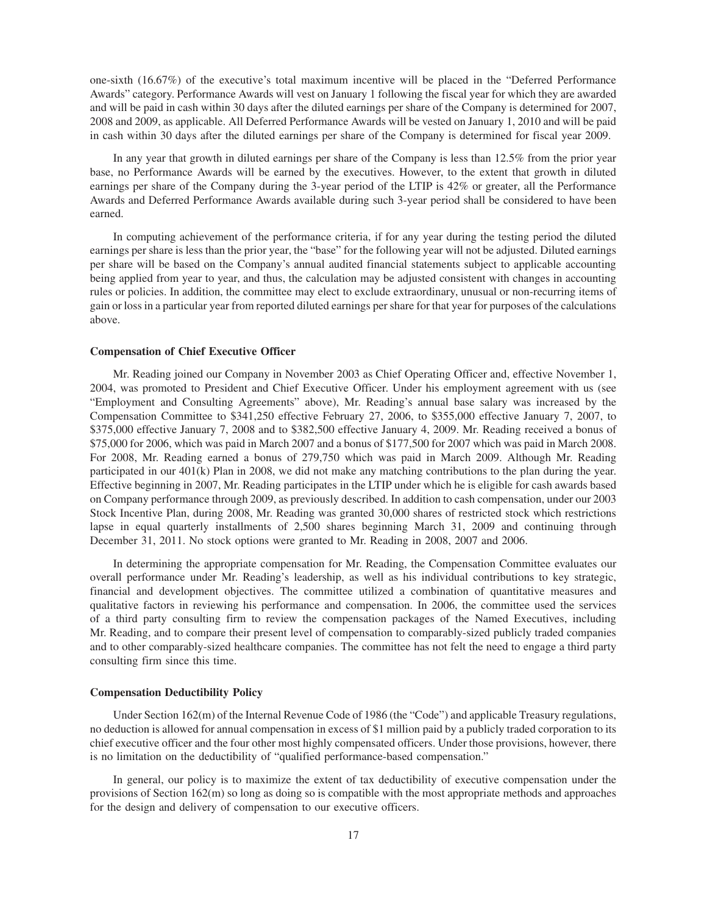one-sixth (16.67%) of the executive's total maximum incentive will be placed in the "Deferred Performance Awards" category. Performance Awards will vest on January 1 following the fiscal year for which they are awarded and will be paid in cash within 30 days after the diluted earnings per share of the Company is determined for 2007, 2008 and 2009, as applicable. All Deferred Performance Awards will be vested on January 1, 2010 and will be paid in cash within 30 days after the diluted earnings per share of the Company is determined for fiscal year 2009.

In any year that growth in diluted earnings per share of the Company is less than 12.5% from the prior year base, no Performance Awards will be earned by the executives. However, to the extent that growth in diluted earnings per share of the Company during the 3-year period of the LTIP is 42% or greater, all the Performance Awards and Deferred Performance Awards available during such 3-year period shall be considered to have been earned.

In computing achievement of the performance criteria, if for any year during the testing period the diluted earnings per share is less than the prior year, the "base" for the following year will not be adjusted. Diluted earnings per share will be based on the Company's annual audited financial statements subject to applicable accounting being applied from year to year, and thus, the calculation may be adjusted consistent with changes in accounting rules or policies. In addition, the committee may elect to exclude extraordinary, unusual or non-recurring items of gain or loss in a particular year from reported diluted earnings per share for that year for purposes of the calculations above.

**Compensation of Chief Executive Officer**

Mr. Reading joined our Company in November 2003 as Chief Operating Officer and, effective November 1, 2004, was promoted to President and Chief Executive Officer. Under his employment agreement with us (see "Employment and Consulting Agreements" above), Mr. Reading's annual base salary was increased by the Compensation Committee to $341,250 effective February 27, 2006, to $355,000 effective January 7, 2007, to $375,000 effective January 7, 2008 and to $382,500 effective January 4, 2009. Mr. Reading received a bonus of $75,000 for 2006, which was paid in March 2007 and a bonus of $177,500 for 2007 which was paid in March 2008. For 2008, Mr. Reading earned a bonus of 279,750 which was paid in March 2009. Although Mr. Reading participated in our 401(k) Plan in 2008, we did not make any matching contributions to the plan during the year. Effective beginning in 2007, Mr. Reading participates in the LTIP under which he is eligible for cash awards based on Company performance through 2009, as previously described. In addition to cash compensation, under our 2003 Stock Incentive Plan, during 2008, Mr. Reading was granted 30,000 shares of restricted stock which restrictions lapse in equal quarterly installments of 2,500 shares beginning March 31, 2009 and continuing through December 31, 2011. No stock options were granted to Mr. Reading in 2008, 2007 and 2006.

In determining the appropriate compensation for Mr. Reading, the Compensation Committee evaluates our overall performance under Mr. Reading's leadership, as well as his individual contributions to key strategic, financial and development objectives. The committee utilized a combination of quantitative measures and qualitative factors in reviewing his performance and compensation. In 2006, the committee used the services of a third party consulting firm to review the compensation packages of the Named Executives, including Mr. Reading, and to compare their present level of compensation to comparably-sized publicly traded companies and to other comparably-sized healthcare companies. The committee has not felt the need to engage a third party consulting firm since this time.

**Compensation Deductibility Policy**

Under Section 162(m) of the Internal Revenue Code of 1986 (the "Code") and applicable Treasury regulations, no deduction is allowed for annual compensation in excess of $1 million paid by a publicly traded corporation to its chief executive officer and the four other most highly compensated officers. Under those provisions, however, there is no limitation on the deductibility of "qualified performance-based compensation."

In general, our policy is to maximize the extent of tax deductibility of executive compensation under the provisions of Section 162(m) so long as doing so is compatible with the most appropriate methods and approaches for the design and delivery of compensation to our executive officers.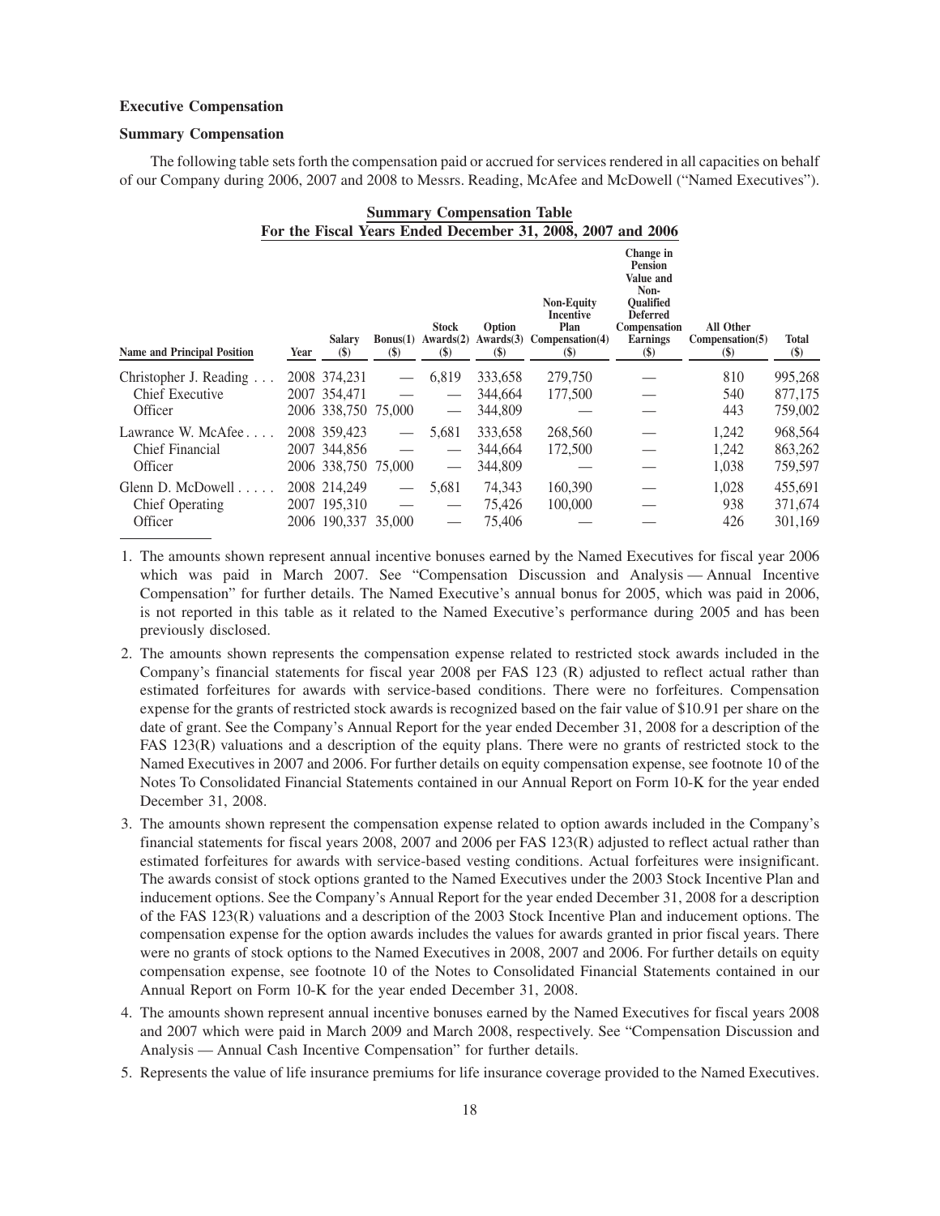### Executive Compensation

### Summary Compensation

The following table sets forth the compensation paid or accrued for services rendered in all capacities on behalf of our Company during 2006, 2007 and 2008 to Messrs. Reading, McAfee and McDowell ("Named Executives").

**Summary Compensation Table**
**For the Fiscal Years Ended December 31, 2008, 2007 and 2006**

| Name and Principal Position | Year | Salary ($) | Bonus(1) ($) | Stock Awards(2) ($) | Option Awards(3) ($) | Non-Equity Incentive Plan Compensation(4) ($) | Change in Pension Value and Non-Qualified Deferred Compensation Earnings ($) | All Other Compensation(5) ($) | Total ($) |
|---|---|---|---|---|---|---|---|---|---|
| Christopher J. Reading . . . | 2008 | 374,231 | — | 6,819 | 333,658 | 279,750 | — | 810 | 995,268 |
| Chief Executive | 2007 | 354,471 | — | — | 344,664 | 177,500 | — | 540 | 877,175 |
| Officer | 2006 | 338,750 | 75,000 | — | 344,809 | — | — | 443 | 759,002 |
| Lawrance W. McAfee . . . . | 2008 | 359,423 | — | 5,681 | 333,658 | 268,560 | — | 1,242 | 968,564 |
| Chief Financial | 2007 | 344,856 | — | — | 344,664 | 172,500 | — | 1,242 | 863,262 |
| Officer | 2006 | 338,750 | 75,000 | — | 344,809 | — | — | 1,038 | 759,597 |
| Glenn D. McDowell . . . . . | 2008 | 214,249 | — | 5,681 | 74,343 | 160,390 | — | 1,028 | 455,691 |
| Chief Operating | 2007 | 195,310 | — | — | 75,426 | 100,000 | — | 938 | 371,674 |
| Officer | 2006 | 190,337 | 35,000 | — | 75,406 | — | — | 426 | 301,169 |

1. The amounts shown represent annual incentive bonuses earned by the Named Executives for fiscal year 2006 which was paid in March 2007. See "Compensation Discussion and Analysis — Annual Incentive Compensation" for further details. The Named Executive's annual bonus for 2005, which was paid in 2006, is not reported in this table as it related to the Named Executive's performance during 2005 and has been previously disclosed.
2. The amounts shown represents the compensation expense related to restricted stock awards included in the Company's financial statements for fiscal year 2008 per FAS 123 (R) adjusted to reflect actual rather than estimated forfeitures for awards with service-based conditions. There were no forfeitures. Compensation expense for the grants of restricted stock awards is recognized based on the fair value of $10.91 per share on the date of grant. See the Company's Annual Report for the year ended December 31, 2008 for a description of the FAS 123(R) valuations and a description of the equity plans. There were no grants of restricted stock to the Named Executives in 2007 and 2006. For further details on equity compensation expense, see footnote 10 of the Notes To Consolidated Financial Statements contained in our Annual Report on Form 10-K for the year ended December 31, 2008.
3. The amounts shown represent the compensation expense related to option awards included in the Company's financial statements for fiscal years 2008, 2007 and 2006 per FAS 123(R) adjusted to reflect actual rather than estimated forfeitures for awards with service-based vesting conditions. Actual forfeitures were insignificant. The awards consist of stock options granted to the Named Executives under the 2003 Stock Incentive Plan and inducement options. See the Company's Annual Report for the year ended December 31, 2008 for a description of the FAS 123(R) valuations and a description of the 2003 Stock Incentive Plan and inducement options. The compensation expense for the option awards includes the values for awards granted in prior fiscal years. There were no grants of stock options to the Named Executives in 2008, 2007 and 2006. For further details on equity compensation expense, see footnote 10 of the Notes to Consolidated Financial Statements contained in our Annual Report on Form 10-K for the year ended December 31, 2008.
4. The amounts shown represent annual incentive bonuses earned by the Named Executives for fiscal years 2008 and 2007 which were paid in March 2009 and March 2008, respectively. See "Compensation Discussion and Analysis — Annual Cash Incentive Compensation" for further details.
5. Represents the value of life insurance premiums for life insurance coverage provided to the Named Executives.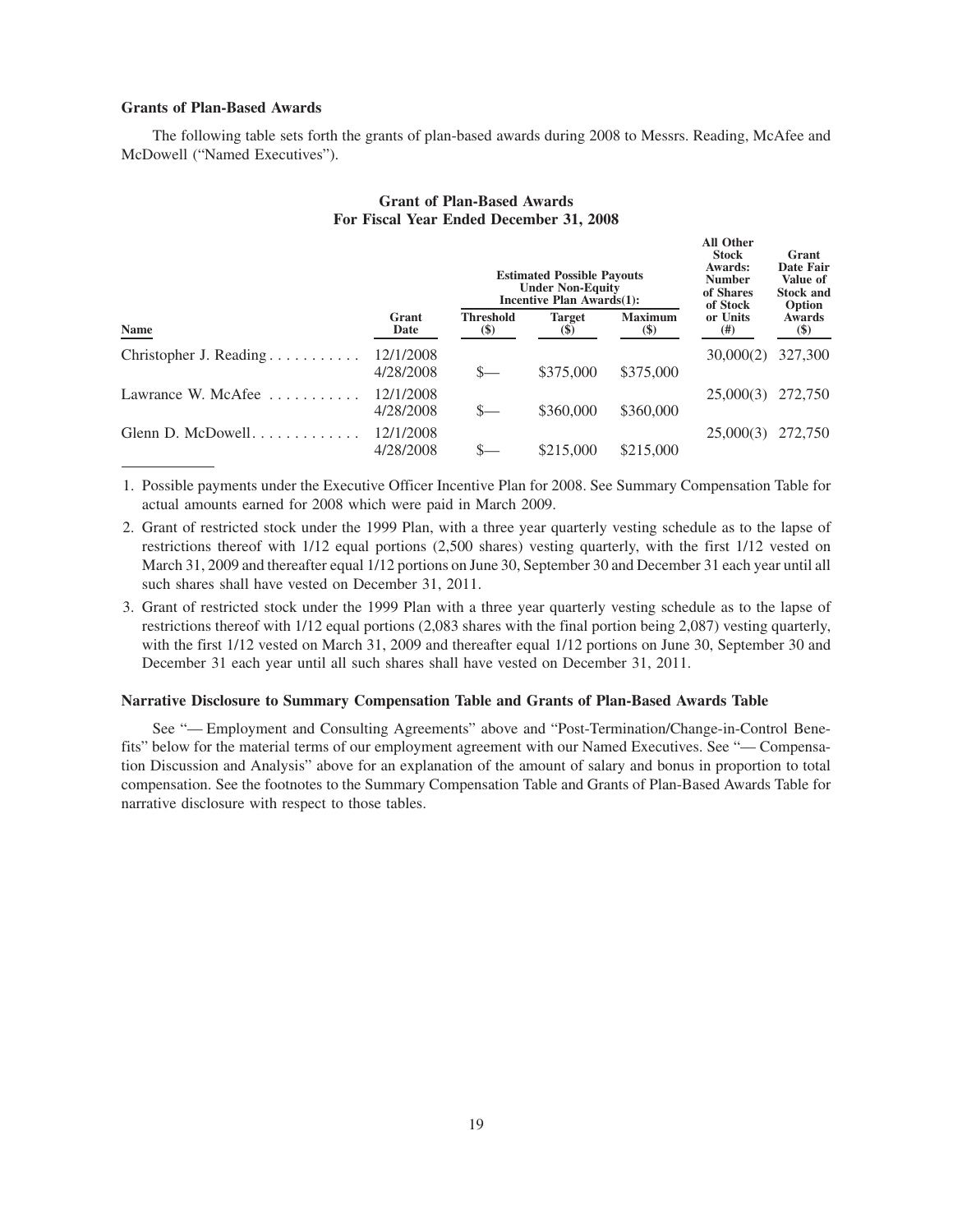### Grants of Plan-Based Awards

The following table sets forth the grants of plan-based awards during 2008 to Messrs. Reading, McAfee and McDowell ("Named Executives").

**Grant of Plan-Based Awards**
**For Fiscal Year Ended December 31, 2008**

| Name | Grant Date | Estimated Possible Payouts Under Non-Equity Incentive Plan Awards(1): Threshold ($) | Target ($) | Maximum ($) | All Other Stock Awards: Number of Shares of Stock or Units (#) | Grant Date Fair Value of Stock and Option Awards ($) |
|---|---|---|---|---|---|---|
| Christopher J. Reading | 12/1/2008 | | | | 30,000(2) | 327,300 |
| | 4/28/2008 | $— | $375,000 | $375,000 | | |
| Lawrance W. McAfee | 12/1/2008 | | | | 25,000(3) | 272,750 |
| | 4/28/2008 | $— | $360,000 | $360,000 | | |
| Glenn D. McDowell | 12/1/2008 | | | | 25,000(3) | 272,750 |
| | 4/28/2008 | $— | $215,000 | $215,000 | | |

1. Possible payments under the Executive Officer Incentive Plan for 2008. See Summary Compensation Table for actual amounts earned for 2008 which were paid in March 2009.
2. Grant of restricted stock under the 1999 Plan, with a three year quarterly vesting schedule as to the lapse of restrictions thereof with 1/12 equal portions (2,500 shares) vesting quarterly, with the first 1/12 vested on March 31, 2009 and thereafter equal 1/12 portions on June 30, September 30 and December 31 each year until all such shares shall have vested on December 31, 2011.
3. Grant of restricted stock under the 1999 Plan with a three year quarterly vesting schedule as to the lapse of restrictions thereof with 1/12 equal portions (2,083 shares with the final portion being 2,087) vesting quarterly, with the first 1/12 vested on March 31, 2009 and thereafter equal 1/12 portions on June 30, September 30 and December 31 each year until all such shares shall have vested on December 31, 2011.

### Narrative Disclosure to Summary Compensation Table and Grants of Plan-Based Awards Table

See "— Employment and Consulting Agreements" above and "Post-Termination/Change-in-Control Benefits" below for the material terms of our employment agreement with our Named Executives. See "— Compensation Discussion and Analysis" above for an explanation of the amount of salary and bonus in proportion to total compensation. See the footnotes to the Summary Compensation Table and Grants of Plan-Based Awards Table for narrative disclosure with respect to those tables.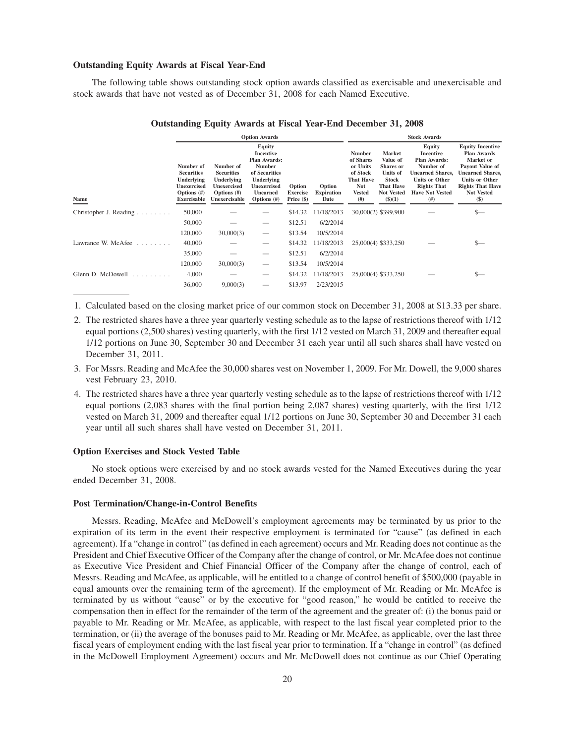### Outstanding Equity Awards at Fiscal Year-End

The following table shows outstanding stock option awards classified as exercisable and unexercisable and stock awards that have not vested as of December 31, 2008 for each Named Executive.

**Outstanding Equity Awards at Fiscal Year-End December 31, 2008**

| | Option Awards | | | | | Stock Awards | | | |
|---|---|---|---|---|---|---|---|---|---|
| Name | Number of Securities Underlying Unexercised Options (#) Exercisable | Number of Securities Underlying Unexercised Options (#) Unexercisable | Equity Incentive Plan Awards: Number of Securities Underlying Unexercised Unearned Options (#) | Option Exercise Price ($) | Option Expiration Date | Number of Shares or Units of Stock That Have Not Vested (#) | Market Value of Shares or Units of Stock That Have Not Vested ($)(1) | Equity Incentive Plan Awards: Number of Unearned Shares, Units or Other Rights That Have Not Vested (#) | Equity Incentive Plan Awards Market or Payout Value of Unearned Shares, Units or Other Rights That Have Not Vested ($) |
| Christopher J. Reading | 50,000 | — | — | $14.32 | 11/18/2013 | 30,000(2) | $399,900 | — | $— |
| | 50,000 | — | — | $12.51 | 6/2/2014 | | | | |
| | 120,000 | 30,000(3) | — | $13.54 | 10/5/2014 | | | | |
| Lawrance W. McAfee | 40,000 | — | — | $14.32 | 11/18/2013 | 25,000(4) | $333,250 | — | $— |
| | 35,000 | — | — | $12.51 | 6/2/2014 | | | | |
| | 120,000 | 30,000(3) | — | $13.54 | 10/5/2014 | | | | |
| Glenn D. McDowell | 4,000 | — | — | $14.32 | 11/18/2013 | 25,000(4) | $333,250 | — | $— |
| | 36,000 | 9,000(3) | — | $13.97 | 2/23/2015 | | | | |

1. Calculated based on the closing market price of our common stock on December 31, 2008 at $13.33 per share.
2. The restricted shares have a three year quarterly vesting schedule as to the lapse of restrictions thereof with 1/12 equal portions (2,500 shares) vesting quarterly, with the first 1/12 vested on March 31, 2009 and thereafter equal 1/12 portions on June 30, September 30 and December 31 each year until all such shares shall have vested on December 31, 2011.
3. For Mssrs. Reading and McAfee the 30,000 shares vest on November 1, 2009. For Mr. Dowell, the 9,000 shares vest February 23, 2010.
4. The restricted shares have a three year quarterly vesting schedule as to the lapse of restrictions thereof with 1/12 equal portions (2,083 shares with the final portion being 2,087 shares) vesting quarterly, with the first 1/12 vested on March 31, 2009 and thereafter equal 1/12 portions on June 30, September 30 and December 31 each year until all such shares shall have vested on December 31, 2011.

### Option Exercises and Stock Vested Table

No stock options were exercised by and no stock awards vested for the Named Executives during the year ended December 31, 2008.

### Post Termination/Change-in-Control Benefits

Messrs. Reading, McAfee and McDowell's employment agreements may be terminated by us prior to the expiration of its term in the event their respective employment is terminated for "cause" (as defined in each agreement). If a "change in control" (as defined in each agreement) occurs and Mr. Reading does not continue as the President and Chief Executive Officer of the Company after the change of control, or Mr. McAfee does not continue as Executive Vice President and Chief Financial Officer of the Company after the change of control, each of Messrs. Reading and McAfee, as applicable, will be entitled to a change of control benefit of $500,000 (payable in equal amounts over the remaining term of the agreement). If the employment of Mr. Reading or Mr. McAfee is terminated by us without "cause" or by the executive for "good reason," he would be entitled to receive the compensation then in effect for the remainder of the term of the agreement and the greater of: (i) the bonus paid or payable to Mr. Reading or Mr. McAfee, as applicable, with respect to the last fiscal year completed prior to the termination, or (ii) the average of the bonuses paid to Mr. Reading or Mr. McAfee, as applicable, over the last three fiscal years of employment ending with the last fiscal year prior to termination. If a "change in control" (as defined in the McDowell Employment Agreement) occurs and Mr. McDowell does not continue as our Chief Operating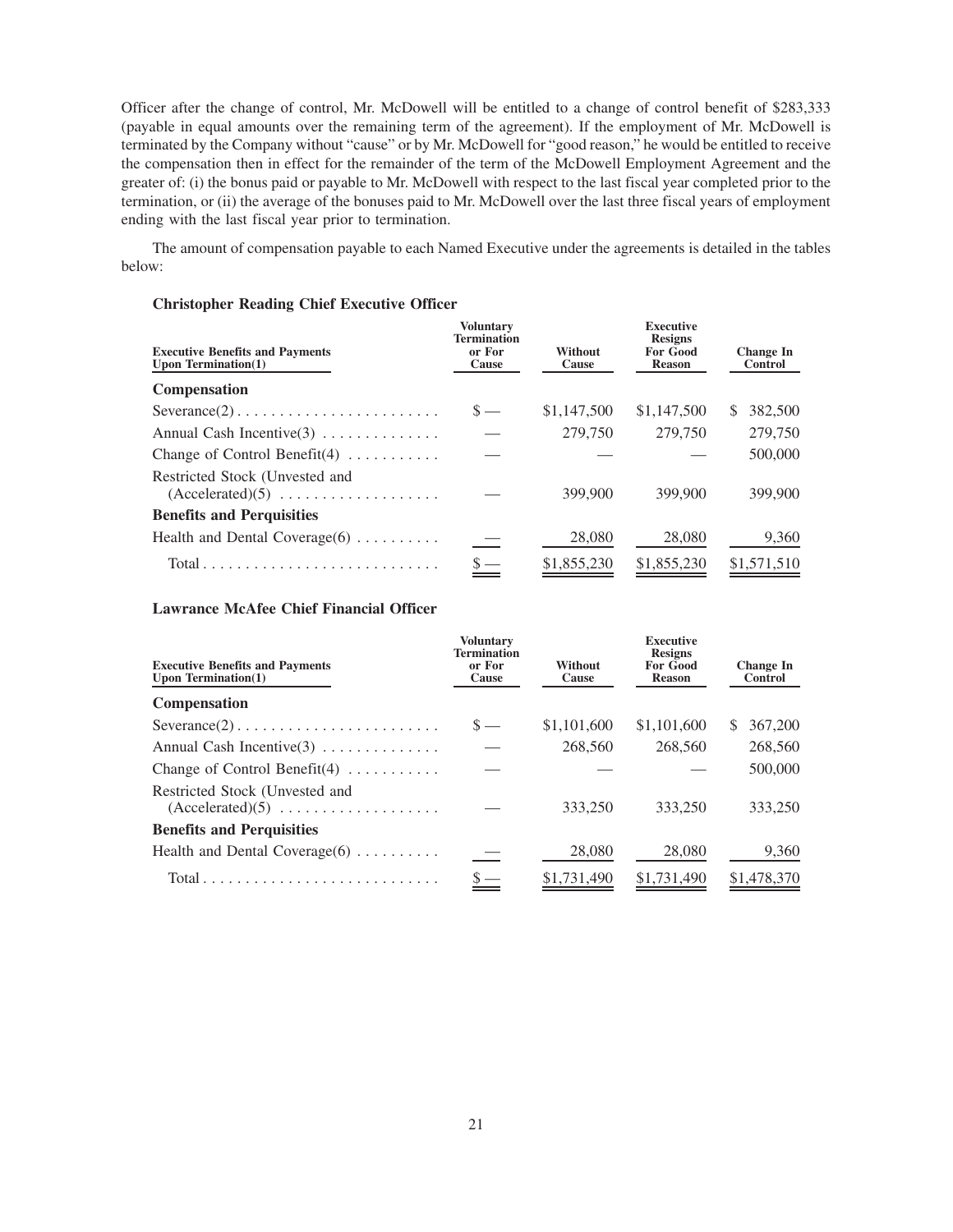Officer after the change of control, Mr. McDowell will be entitled to a change of control benefit of $283,333 (payable in equal amounts over the remaining term of the agreement). If the employment of Mr. McDowell is terminated by the Company without "cause" or by Mr. McDowell for "good reason," he would be entitled to receive the compensation then in effect for the remainder of the term of the McDowell Employment Agreement and the greater of: (i) the bonus paid or payable to Mr. McDowell with respect to the last fiscal year completed prior to the termination, or (ii) the average of the bonuses paid to Mr. McDowell over the last three fiscal years of employment ending with the last fiscal year prior to termination.

The amount of compensation payable to each Named Executive under the agreements is detailed in the tables below:

**Christopher Reading Chief Executive Officer**

| Executive Benefits and Payments Upon Termination(1) | Voluntary Termination or For Cause | Without Cause | Executive Resigns For Good Reason | Change In Control |
|---|---|---|---|---|
| **Compensation** | | | | |
| Severance(2) | $ — | $1,147,500 | $1,147,500 | $ 382,500 |
| Annual Cash Incentive(3) | — | 279,750 | 279,750 | 279,750 |
| Change of Control Benefit(4) | — | — | — | 500,000 |
| Restricted Stock (Unvested and (Accelerated)(5) | — | 399,900 | 399,900 | 399,900 |
| **Benefits and Perquisities** | | | | |
| Health and Dental Coverage(6) | — | 28,080 | 28,080 | 9,360 |
| Total | $ — | $1,855,230 | $1,855,230 | $1,571,510 |

**Lawrance McAfee Chief Financial Officer**

| Executive Benefits and Payments Upon Termination(1) | Voluntary Termination or For Cause | Without Cause | Executive Resigns For Good Reason | Change In Control |
|---|---|---|---|---|
| **Compensation** | | | | |
| Severance(2) | $ — | $1,101,600 | $1,101,600 | $ 367,200 |
| Annual Cash Incentive(3) | — | 268,560 | 268,560 | 268,560 |
| Change of Control Benefit(4) | — | — | — | 500,000 |
| Restricted Stock (Unvested and (Accelerated)(5) | — | 333,250 | 333,250 | 333,250 |
| **Benefits and Perquisities** | | | | |
| Health and Dental Coverage(6) | — | 28,080 | 28,080 | 9,360 |
| Total | $ — | $1,731,490 | $1,731,490 | $1,478,370 |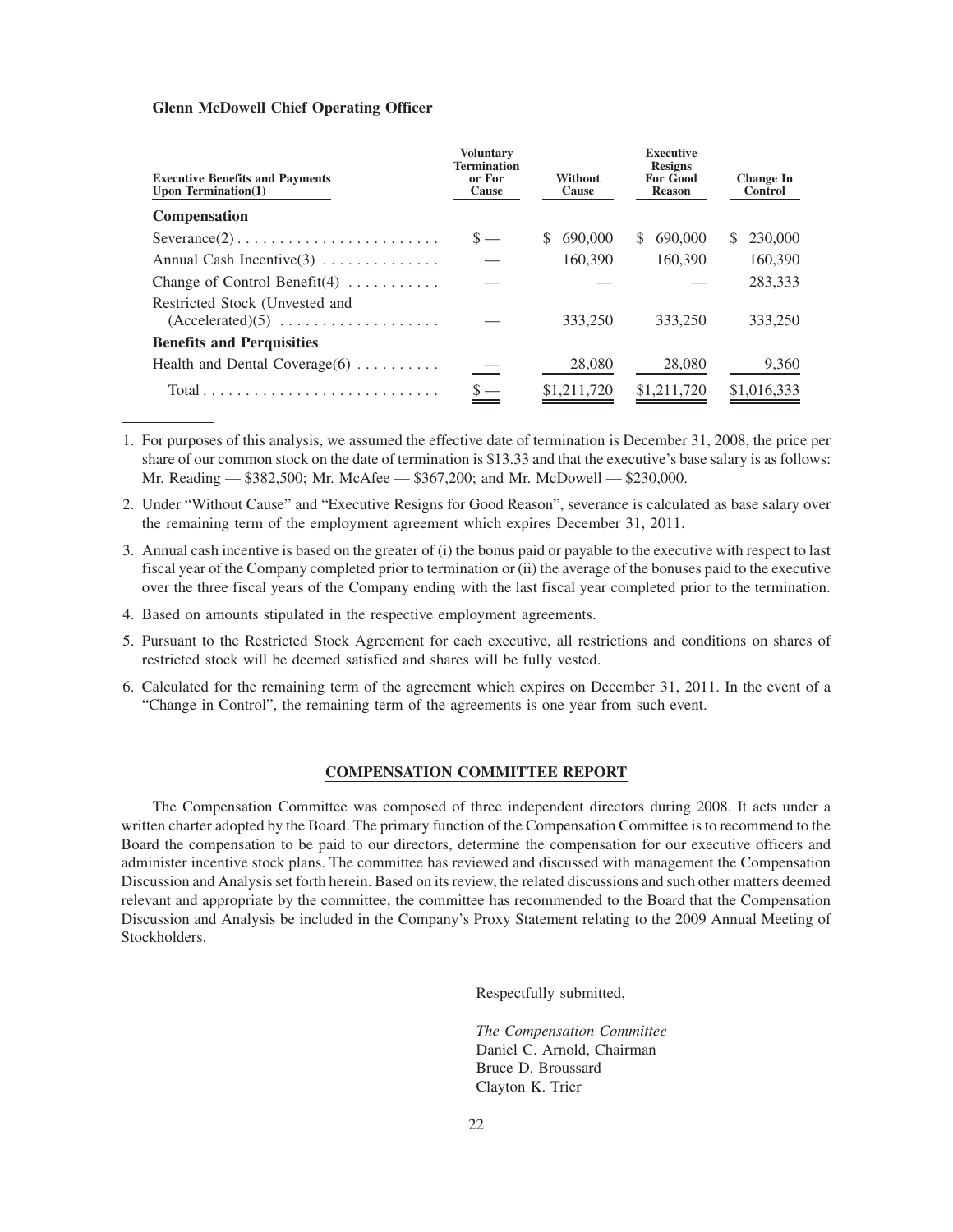**Glenn McDowell Chief Operating Officer**

| Executive Benefits and Payments Upon Termination(1) | Voluntary Termination or For Cause | Without Cause | Executive Resigns For Good Reason | Change In Control |
|---|---|---|---|---|
| **Compensation** | | | | |
| Severance(2) | $ — | $ 690,000 | $ 690,000 | $ 230,000 |
| Annual Cash Incentive(3) | — | 160,390 | 160,390 | 160,390 |
| Change of Control Benefit(4) | — | — | — | 283,333 |
| Restricted Stock (Unvested and (Accelerated)(5) | — | 333,250 | 333,250 | 333,250 |
| **Benefits and Perquisities** | | | | |
| Health and Dental Coverage(6) | — | 28,080 | 28,080 | 9,360 |
| Total | $ — | $1,211,720 | $1,211,720 | $1,016,333 |

1. For purposes of this analysis, we assumed the effective date of termination is December 31, 2008, the price per share of our common stock on the date of termination is $13.33 and that the executive's base salary is as follows: Mr. Reading — $382,500; Mr. McAfee — $367,200; and Mr. McDowell — $230,000.
2. Under "Without Cause" and "Executive Resigns for Good Reason", severance is calculated as base salary over the remaining term of the employment agreement which expires December 31, 2011.
3. Annual cash incentive is based on the greater of (i) the bonus paid or payable to the executive with respect to last fiscal year of the Company completed prior to termination or (ii) the average of the bonuses paid to the executive over the three fiscal years of the Company ending with the last fiscal year completed prior to the termination.
4. Based on amounts stipulated in the respective employment agreements.
5. Pursuant to the Restricted Stock Agreement for each executive, all restrictions and conditions on shares of restricted stock will be deemed satisfied and shares will be fully vested.
6. Calculated for the remaining term of the agreement which expires on December 31, 2011. In the event of a "Change in Control", the remaining term of the agreements is one year from such event.

## COMPENSATION COMMITTEE REPORT

The Compensation Committee was composed of three independent directors during 2008. It acts under a written charter adopted by the Board. The primary function of the Compensation Committee is to recommend to the Board the compensation to be paid to our directors, determine the compensation for our executive officers and administer incentive stock plans. The committee has reviewed and discussed with management the Compensation Discussion and Analysis set forth herein. Based on its review, the related discussions and such other matters deemed relevant and appropriate by the committee, the committee has recommended to the Board that the Compensation Discussion and Analysis be included in the Company's Proxy Statement relating to the 2009 Annual Meeting of Stockholders.

Respectfully submitted,

*The Compensation Committee*
Daniel C. Arnold, Chairman
Bruce D. Broussard
Clayton K. Trier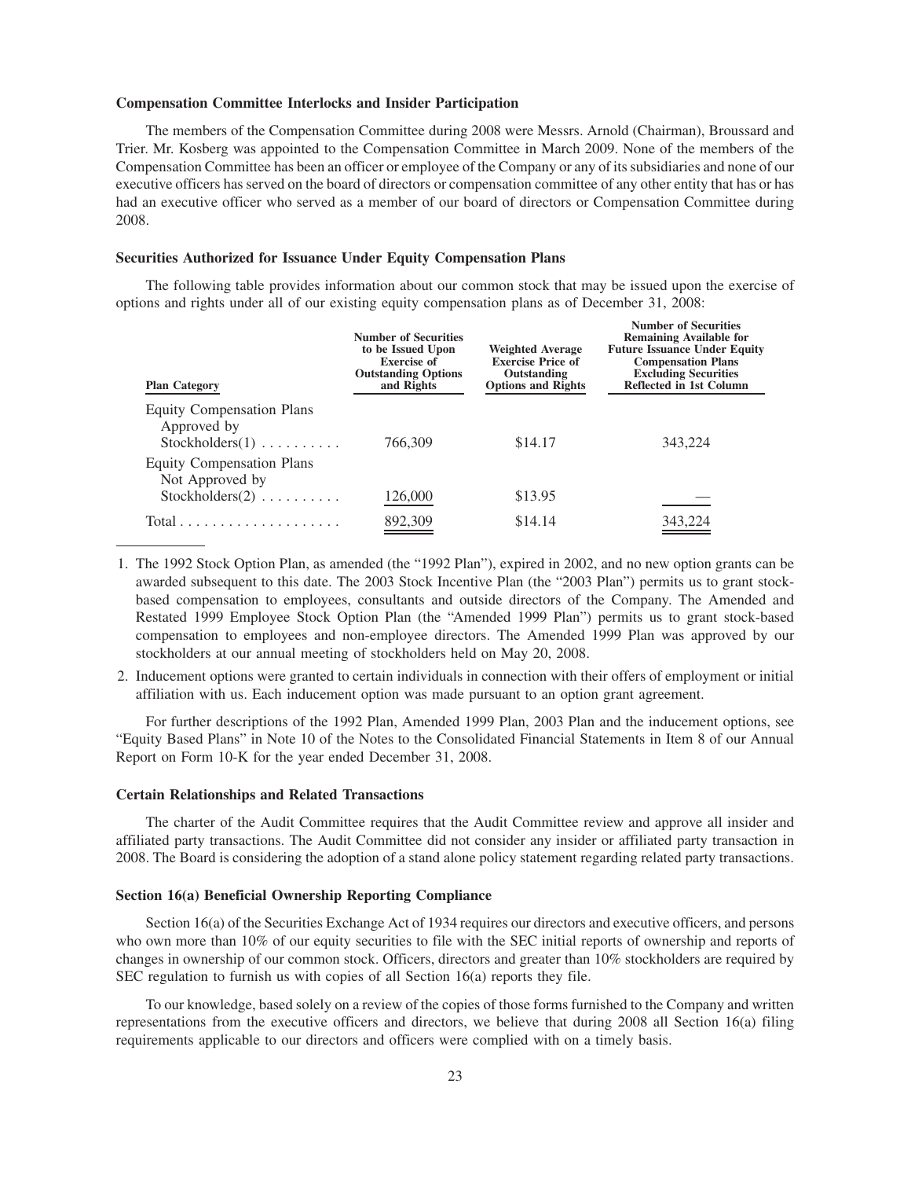**Compensation Committee Interlocks and Insider Participation**

The members of the Compensation Committee during 2008 were Messrs. Arnold (Chairman), Broussard and Trier. Mr. Kosberg was appointed to the Compensation Committee in March 2009. None of the members of the Compensation Committee has been an officer or employee of the Company or any of its subsidiaries and none of our executive officers has served on the board of directors or compensation committee of any other entity that has or has had an executive officer who served as a member of our board of directors or Compensation Committee during 2008.

**Securities Authorized for Issuance Under Equity Compensation Plans**

The following table provides information about our common stock that may be issued upon the exercise of options and rights under all of our existing equity compensation plans as of December 31, 2008:

| Plan Category | Number of Securities to be Issued Upon Exercise of Outstanding Options and Rights | Weighted Average Exercise Price of Outstanding Options and Rights | Number of Securities Remaining Available for Future Issuance Under Equity Compensation Plans Excluding Securities Reflected in 1st Column |
|---|---|---|---|
| Equity Compensation Plans Approved by Stockholders(1) | 766,309 | $14.17 | 343,224 |
| Equity Compensation Plans Not Approved by Stockholders(2) | 126,000 | $13.95 | — |
| Total | 892,309 | $14.14 | 343,224 |

1. The 1992 Stock Option Plan, as amended (the "1992 Plan"), expired in 2002, and no new option grants can be awarded subsequent to this date. The 2003 Stock Incentive Plan (the "2003 Plan") permits us to grant stock-based compensation to employees, consultants and outside directors of the Company. The Amended and Restated 1999 Employee Stock Option Plan (the "Amended 1999 Plan") permits us to grant stock-based compensation to employees and non-employee directors. The Amended 1999 Plan was approved by our stockholders at our annual meeting of stockholders held on May 20, 2008.

2. Inducement options were granted to certain individuals in connection with their offers of employment or initial affiliation with us. Each inducement option was made pursuant to an option grant agreement.

For further descriptions of the 1992 Plan, Amended 1999 Plan, 2003 Plan and the inducement options, see "Equity Based Plans" in Note 10 of the Notes to the Consolidated Financial Statements in Item 8 of our Annual Report on Form 10-K for the year ended December 31, 2008.

**Certain Relationships and Related Transactions**

The charter of the Audit Committee requires that the Audit Committee review and approve all insider and affiliated party transactions. The Audit Committee did not consider any insider or affiliated party transaction in 2008. The Board is considering the adoption of a stand alone policy statement regarding related party transactions.

**Section 16(a) Beneficial Ownership Reporting Compliance**

Section 16(a) of the Securities Exchange Act of 1934 requires our directors and executive officers, and persons who own more than 10% of our equity securities to file with the SEC initial reports of ownership and reports of changes in ownership of our common stock. Officers, directors and greater than 10% stockholders are required by SEC regulation to furnish us with copies of all Section 16(a) reports they file.

To our knowledge, based solely on a review of the copies of those forms furnished to the Company and written representations from the executive officers and directors, we believe that during 2008 all Section 16(a) filing requirements applicable to our directors and officers were complied with on a timely basis.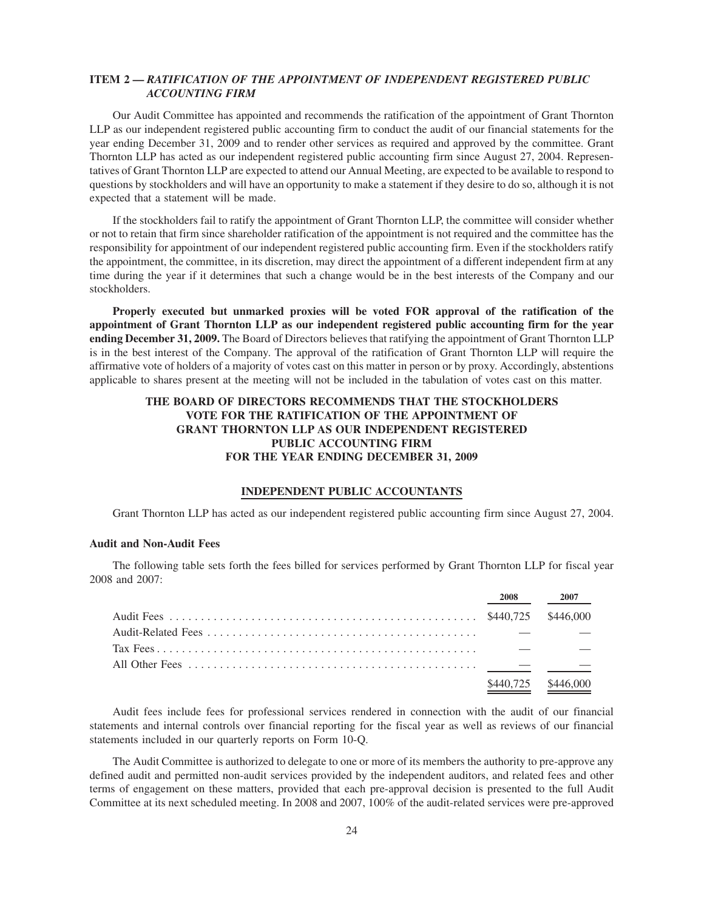### ITEM 2 — *RATIFICATION OF THE APPOINTMENT OF INDEPENDENT REGISTERED PUBLIC ACCOUNTING FIRM*

Our Audit Committee has appointed and recommends the ratification of the appointment of Grant Thornton LLP as our independent registered public accounting firm to conduct the audit of our financial statements for the year ending December 31, 2009 and to render other services as required and approved by the committee. Grant Thornton LLP has acted as our independent registered public accounting firm since August 27, 2004. Representatives of Grant Thornton LLP are expected to attend our Annual Meeting, are expected to be available to respond to questions by stockholders and will have an opportunity to make a statement if they desire to do so, although it is not expected that a statement will be made.

If the stockholders fail to ratify the appointment of Grant Thornton LLP, the committee will consider whether or not to retain that firm since shareholder ratification of the appointment is not required and the committee has the responsibility for appointment of our independent registered public accounting firm. Even if the stockholders ratify the appointment, the committee, in its discretion, may direct the appointment of a different independent firm at any time during the year if it determines that such a change would be in the best interests of the Company and our stockholders.

**Properly executed but unmarked proxies will be voted FOR approval of the ratification of the appointment of Grant Thornton LLP as our independent registered public accounting firm for the year ending December 31, 2009.** The Board of Directors believes that ratifying the appointment of Grant Thornton LLP is in the best interest of the Company. The approval of the ratification of Grant Thornton LLP will require the affirmative vote of holders of a majority of votes cast on this matter in person or by proxy. Accordingly, abstentions applicable to shares present at the meeting will not be included in the tabulation of votes cast on this matter.

**THE BOARD OF DIRECTORS RECOMMENDS THAT THE STOCKHOLDERS VOTE FOR THE RATIFICATION OF THE APPOINTMENT OF GRANT THORNTON LLP AS OUR INDEPENDENT REGISTERED PUBLIC ACCOUNTING FIRM FOR THE YEAR ENDING DECEMBER 31, 2009**

## INDEPENDENT PUBLIC ACCOUNTANTS

Grant Thornton LLP has acted as our independent registered public accounting firm since August 27, 2004.

### Audit and Non-Audit Fees

The following table sets forth the fees billed for services performed by Grant Thornton LLP for fiscal year 2008 and 2007:

| | 2008 | 2007 |
|---|---|---|
| Audit Fees | $440,725 | $446,000 |
| Audit-Related Fees | — | — |
| Tax Fees | — | — |
| All Other Fees | — | — |
| | $440,725 | $446,000 |

Audit fees include fees for professional services rendered in connection with the audit of our financial statements and internal controls over financial reporting for the fiscal year as well as reviews of our financial statements included in our quarterly reports on Form 10-Q.

The Audit Committee is authorized to delegate to one or more of its members the authority to pre-approve any defined audit and permitted non-audit services provided by the independent auditors, and related fees and other terms of engagement on these matters, provided that each pre-approval decision is presented to the full Audit Committee at its next scheduled meeting. In 2008 and 2007, 100% of the audit-related services were pre-approved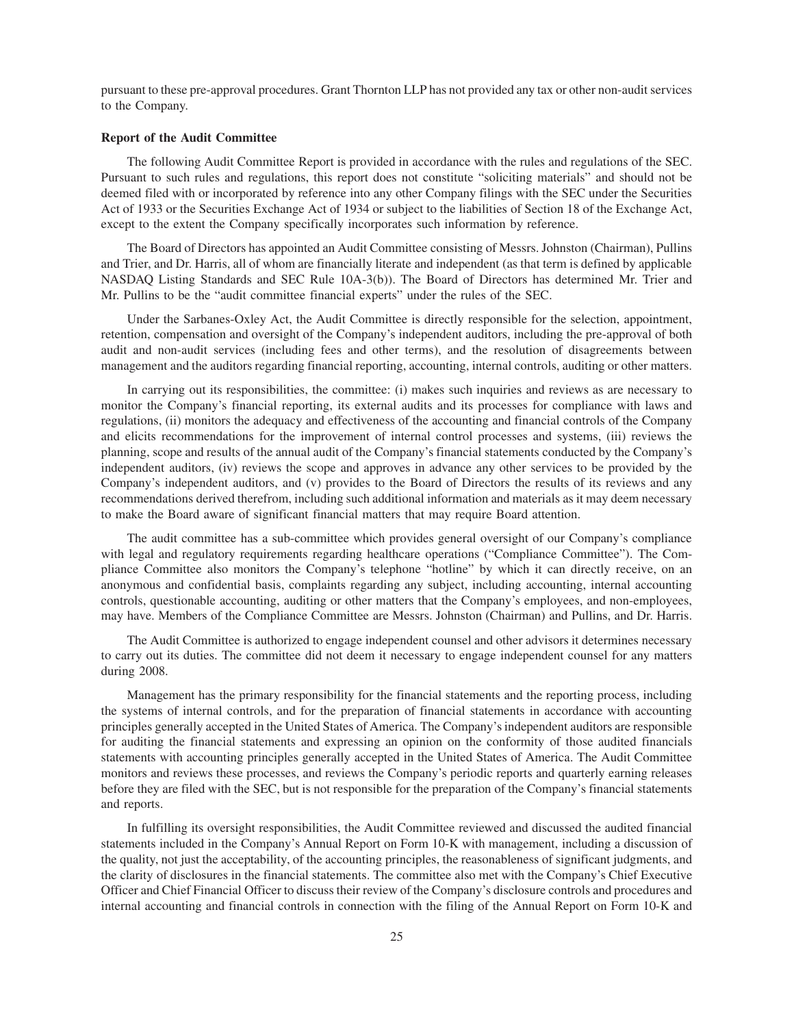pursuant to these pre-approval procedures. Grant Thornton LLP has not provided any tax or other non-audit services to the Company.

**Report of the Audit Committee**

The following Audit Committee Report is provided in accordance with the rules and regulations of the SEC. Pursuant to such rules and regulations, this report does not constitute "soliciting materials" and should not be deemed filed with or incorporated by reference into any other Company filings with the SEC under the Securities Act of 1933 or the Securities Exchange Act of 1934 or subject to the liabilities of Section 18 of the Exchange Act, except to the extent the Company specifically incorporates such information by reference.

The Board of Directors has appointed an Audit Committee consisting of Messrs. Johnston (Chairman), Pullins and Trier, and Dr. Harris, all of whom are financially literate and independent (as that term is defined by applicable NASDAQ Listing Standards and SEC Rule 10A-3(b)). The Board of Directors has determined Mr. Trier and Mr. Pullins to be the "audit committee financial experts" under the rules of the SEC.

Under the Sarbanes-Oxley Act, the Audit Committee is directly responsible for the selection, appointment, retention, compensation and oversight of the Company's independent auditors, including the pre-approval of both audit and non-audit services (including fees and other terms), and the resolution of disagreements between management and the auditors regarding financial reporting, accounting, internal controls, auditing or other matters.

In carrying out its responsibilities, the committee: (i) makes such inquiries and reviews as are necessary to monitor the Company's financial reporting, its external audits and its processes for compliance with laws and regulations, (ii) monitors the adequacy and effectiveness of the accounting and financial controls of the Company and elicits recommendations for the improvement of internal control processes and systems, (iii) reviews the planning, scope and results of the annual audit of the Company's financial statements conducted by the Company's independent auditors, (iv) reviews the scope and approves in advance any other services to be provided by the Company's independent auditors, and (v) provides to the Board of Directors the results of its reviews and any recommendations derived therefrom, including such additional information and materials as it may deem necessary to make the Board aware of significant financial matters that may require Board attention.

The audit committee has a sub-committee which provides general oversight of our Company's compliance with legal and regulatory requirements regarding healthcare operations ("Compliance Committee"). The Compliance Committee also monitors the Company's telephone "hotline" by which it can directly receive, on an anonymous and confidential basis, complaints regarding any subject, including accounting, internal accounting controls, questionable accounting, auditing or other matters that the Company's employees, and non-employees, may have. Members of the Compliance Committee are Messrs. Johnston (Chairman) and Pullins, and Dr. Harris.

The Audit Committee is authorized to engage independent counsel and other advisors it determines necessary to carry out its duties. The committee did not deem it necessary to engage independent counsel for any matters during 2008.

Management has the primary responsibility for the financial statements and the reporting process, including the systems of internal controls, and for the preparation of financial statements in accordance with accounting principles generally accepted in the United States of America. The Company's independent auditors are responsible for auditing the financial statements and expressing an opinion on the conformity of those audited financials statements with accounting principles generally accepted in the United States of America. The Audit Committee monitors and reviews these processes, and reviews the Company's periodic reports and quarterly earning releases before they are filed with the SEC, but is not responsible for the preparation of the Company's financial statements and reports.

In fulfilling its oversight responsibilities, the Audit Committee reviewed and discussed the audited financial statements included in the Company's Annual Report on Form 10-K with management, including a discussion of the quality, not just the acceptability, of the accounting principles, the reasonableness of significant judgments, and the clarity of disclosures in the financial statements. The committee also met with the Company's Chief Executive Officer and Chief Financial Officer to discuss their review of the Company's disclosure controls and procedures and internal accounting and financial controls in connection with the filing of the Annual Report on Form 10-K and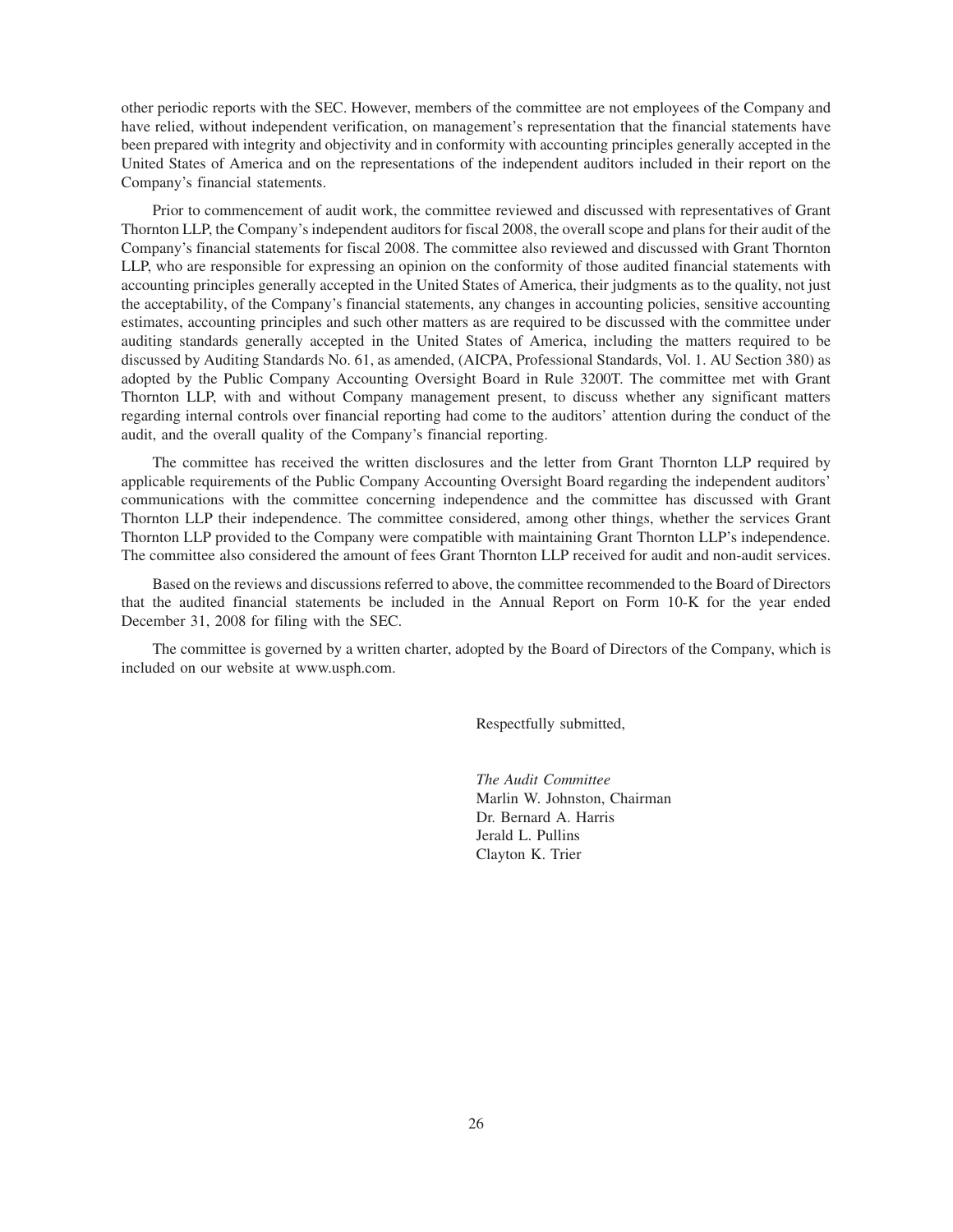other periodic reports with the SEC. However, members of the committee are not employees of the Company and have relied, without independent verification, on management's representation that the financial statements have been prepared with integrity and objectivity and in conformity with accounting principles generally accepted in the United States of America and on the representations of the independent auditors included in their report on the Company's financial statements.

Prior to commencement of audit work, the committee reviewed and discussed with representatives of Grant Thornton LLP, the Company's independent auditors for fiscal 2008, the overall scope and plans for their audit of the Company's financial statements for fiscal 2008. The committee also reviewed and discussed with Grant Thornton LLP, who are responsible for expressing an opinion on the conformity of those audited financial statements with accounting principles generally accepted in the United States of America, their judgments as to the quality, not just the acceptability, of the Company's financial statements, any changes in accounting policies, sensitive accounting estimates, accounting principles and such other matters as are required to be discussed with the committee under auditing standards generally accepted in the United States of America, including the matters required to be discussed by Auditing Standards No. 61, as amended, (AICPA, Professional Standards, Vol. 1. AU Section 380) as adopted by the Public Company Accounting Oversight Board in Rule 3200T. The committee met with Grant Thornton LLP, with and without Company management present, to discuss whether any significant matters regarding internal controls over financial reporting had come to the auditors' attention during the conduct of the audit, and the overall quality of the Company's financial reporting.

The committee has received the written disclosures and the letter from Grant Thornton LLP required by applicable requirements of the Public Company Accounting Oversight Board regarding the independent auditors' communications with the committee concerning independence and the committee has discussed with Grant Thornton LLP their independence. The committee considered, among other things, whether the services Grant Thornton LLP provided to the Company were compatible with maintaining Grant Thornton LLP's independence. The committee also considered the amount of fees Grant Thornton LLP received for audit and non-audit services.

Based on the reviews and discussions referred to above, the committee recommended to the Board of Directors that the audited financial statements be included in the Annual Report on Form 10-K for the year ended December 31, 2008 for filing with the SEC.

The committee is governed by a written charter, adopted by the Board of Directors of the Company, which is included on our website at www.usph.com.

Respectfully submitted,

*The Audit Committee*
Marlin W. Johnston, Chairman
Dr. Bernard A. Harris
Jerald L. Pullins
Clayton K. Trier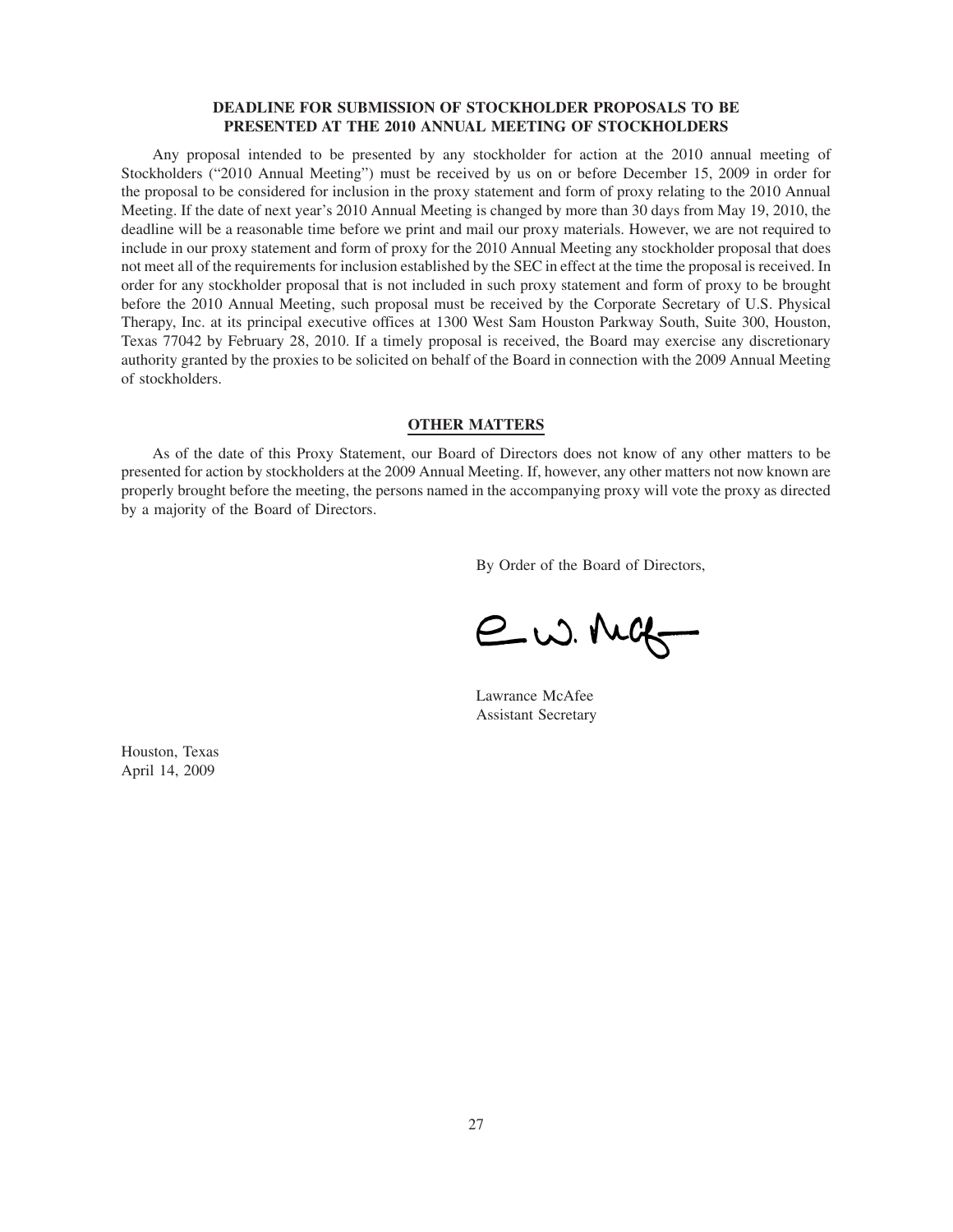## DEADLINE FOR SUBMISSION OF STOCKHOLDER PROPOSALS TO BE PRESENTED AT THE 2010 ANNUAL MEETING OF STOCKHOLDERS

Any proposal intended to be presented by any stockholder for action at the 2010 annual meeting of Stockholders ("2010 Annual Meeting") must be received by us on or before December 15, 2009 in order for the proposal to be considered for inclusion in the proxy statement and form of proxy relating to the 2010 Annual Meeting. If the date of next year's 2010 Annual Meeting is changed by more than 30 days from May 19, 2010, the deadline will be a reasonable time before we print and mail our proxy materials. However, we are not required to include in our proxy statement and form of proxy for the 2010 Annual Meeting any stockholder proposal that does not meet all of the requirements for inclusion established by the SEC in effect at the time the proposal is received. In order for any stockholder proposal that is not included in such proxy statement and form of proxy to be brought before the 2010 Annual Meeting, such proposal must be received by the Corporate Secretary of U.S. Physical Therapy, Inc. at its principal executive offices at 1300 West Sam Houston Parkway South, Suite 300, Houston, Texas 77042 by February 28, 2010. If a timely proposal is received, the Board may exercise any discretionary authority granted by the proxies to be solicited on behalf of the Board in connection with the 2009 Annual Meeting of stockholders.

## OTHER MATTERS

As of the date of this Proxy Statement, our Board of Directors does not know of any other matters to be presented for action by stockholders at the 2009 Annual Meeting. If, however, any other matters not now known are properly brought before the meeting, the persons named in the accompanying proxy will vote the proxy as directed by a majority of the Board of Directors.

By Order of the Board of Directors,

Lawrance McAfee
Assistant Secretary

Houston, Texas
April 14, 2009